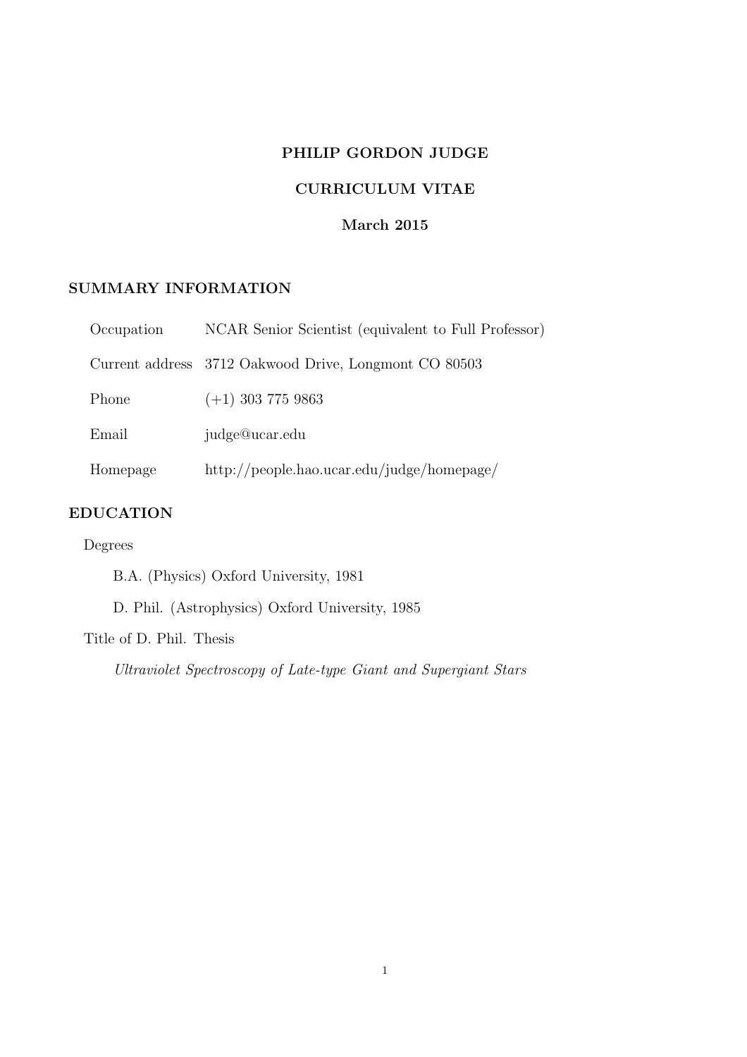# PHILIP GORDON JUDGE

## CURRICULUM VITAE

### March 2015

## SUMMARY INFORMATION

| | |
|---|---|
| Occupation | NCAR Senior Scientist (equivalent to Full Professor) |
| Current address | 3712 Oakwood Drive, Longmont CO 80503 |
| Phone | (+1) 303 775 9863 |
| Email | judge@ucar.edu |
| Homepage | http://people.hao.ucar.edu/judge/homepage/ |

## EDUCATION

Degrees

B.A. (Physics) Oxford University, 1981

D. Phil. (Astrophysics) Oxford University, 1985

Title of D. Phil. Thesis

*Ultraviolet Spectroscopy of Late-type Giant and Supergiant Stars*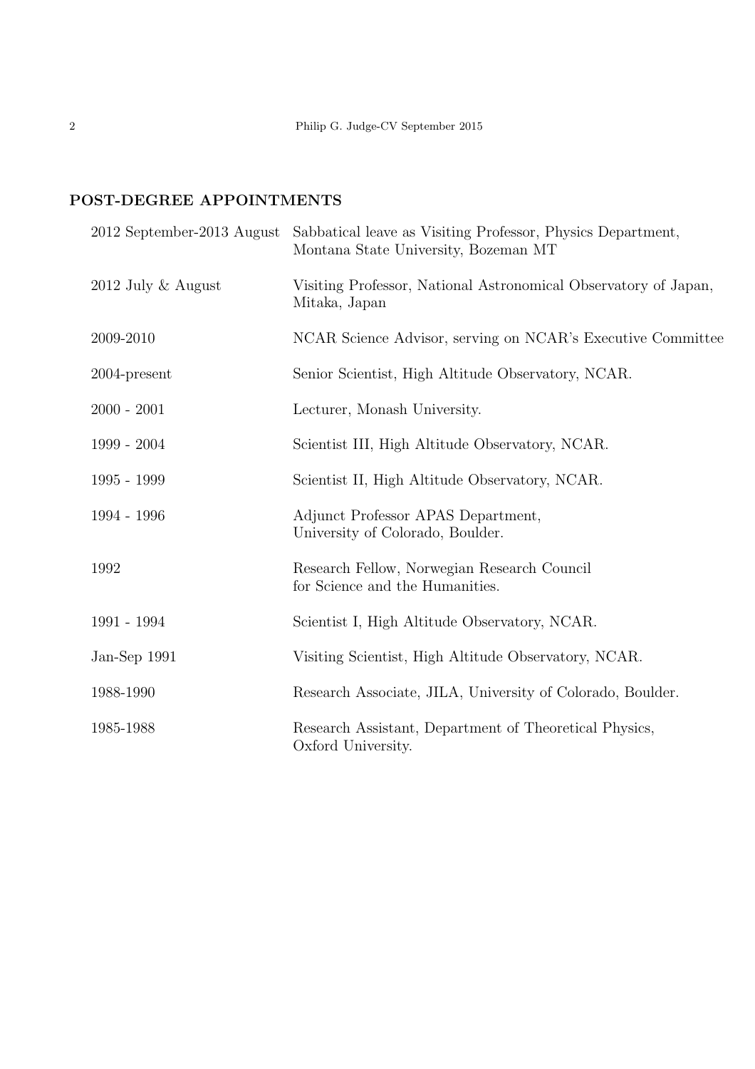## POST-DEGREE APPOINTMENTS

| | |
|---|---|
| 2012 September-2013 August | Sabbatical leave as Visiting Professor, Physics Department, Montana State University, Bozeman MT |
| 2012 July & August | Visiting Professor, National Astronomical Observatory of Japan, Mitaka, Japan |
| 2009-2010 | NCAR Science Advisor, serving on NCAR's Executive Committee |
| 2004-present | Senior Scientist, High Altitude Observatory, NCAR. |
| 2000 - 2001 | Lecturer, Monash University. |
| 1999 - 2004 | Scientist III, High Altitude Observatory, NCAR. |
| 1995 - 1999 | Scientist II, High Altitude Observatory, NCAR. |
| 1994 - 1996 | Adjunct Professor APAS Department, University of Colorado, Boulder. |
| 1992 | Research Fellow, Norwegian Research Council for Science and the Humanities. |
| 1991 - 1994 | Scientist I, High Altitude Observatory, NCAR. |
| Jan-Sep 1991 | Visiting Scientist, High Altitude Observatory, NCAR. |
| 1988-1990 | Research Associate, JILA, University of Colorado, Boulder. |
| 1985-1988 | Research Assistant, Department of Theoretical Physics, Oxford University. |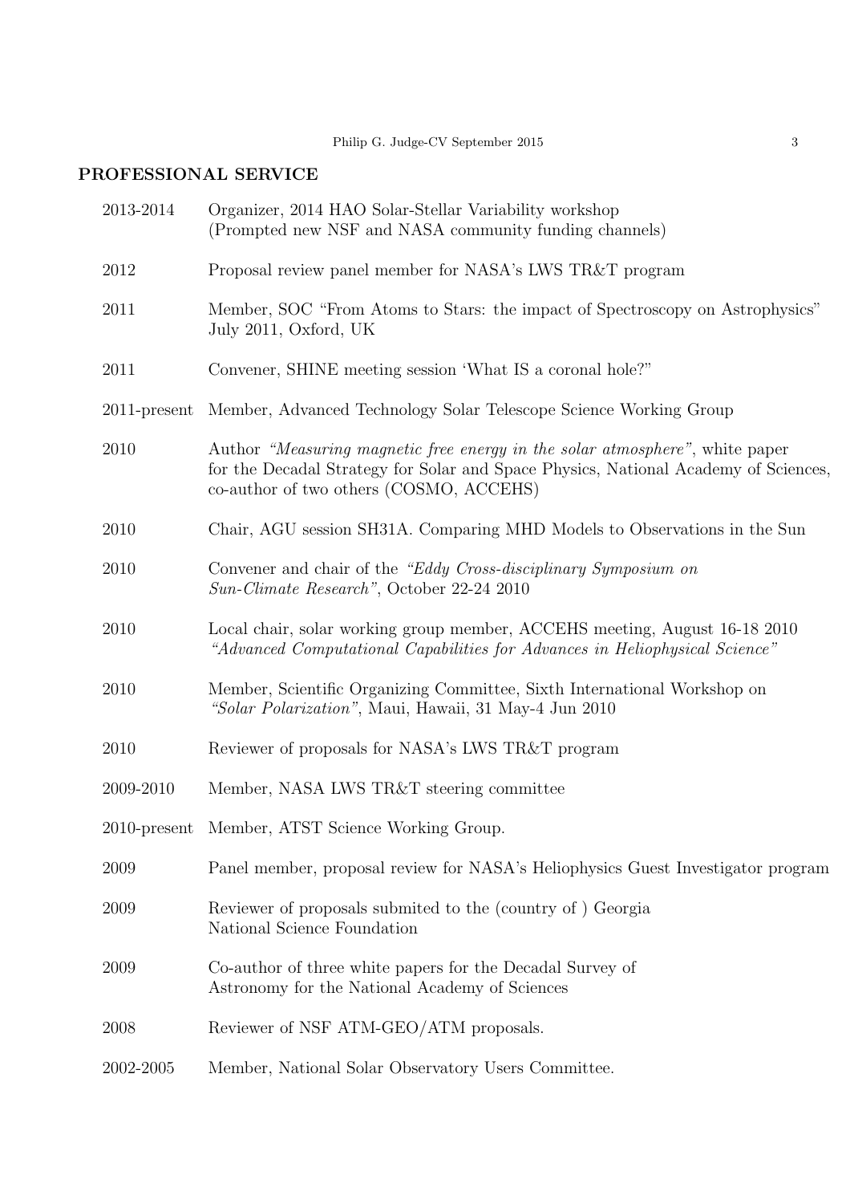## PROFESSIONAL SERVICE

| | |
|---|---|
| 2013-2014 | Organizer, 2014 HAO Solar-Stellar Variability workshop (Prompted new NSF and NASA community funding channels) |
| 2012 | Proposal review panel member for NASA's LWS TR&T program |
| 2011 | Member, SOC "From Atoms to Stars: the impact of Spectroscopy on Astrophysics" July 2011, Oxford, UK |
| 2011 | Convener, SHINE meeting session 'What IS a coronal hole?" |
| 2011-present | Member, Advanced Technology Solar Telescope Science Working Group |
| 2010 | Author *"Measuring magnetic free energy in the solar atmosphere"*, white paper for the Decadal Strategy for Solar and Space Physics, National Academy of Sciences, co-author of two others (COSMO, ACCEHS) |
| 2010 | Chair, AGU session SH31A. Comparing MHD Models to Observations in the Sun |
| 2010 | Convener and chair of the *"Eddy Cross-disciplinary Symposium on Sun-Climate Research"*, October 22-24 2010 |
| 2010 | Local chair, solar working group member, ACCEHS meeting, August 16-18 2010 *"Advanced Computational Capabilities for Advances in Heliophysical Science"* |
| 2010 | Member, Scientific Organizing Committee, Sixth International Workshop on *"Solar Polarization"*, Maui, Hawaii, 31 May-4 Jun 2010 |
| 2010 | Reviewer of proposals for NASA's LWS TR&T program |
| 2009-2010 | Member, NASA LWS TR&T steering committee |
| 2010-present | Member, ATST Science Working Group. |
| 2009 | Panel member, proposal review for NASA's Heliophysics Guest Investigator program |
| 2009 | Reviewer of proposals submited to the (country of ) Georgia National Science Foundation |
| 2009 | Co-author of three white papers for the Decadal Survey of Astronomy for the National Academy of Sciences |
| 2008 | Reviewer of NSF ATM-GEO/ATM proposals. |
| 2002-2005 | Member, National Solar Observatory Users Committee. |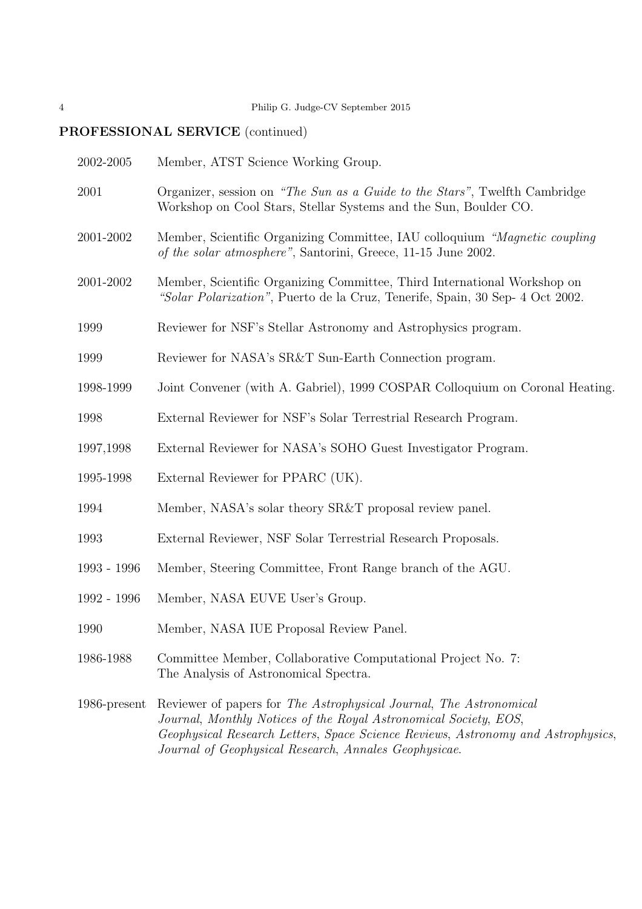**PROFESSIONAL SERVICE** (continued)

2002-2005 Member, ATST Science Working Group.

2001 Organizer, session on *"The Sun as a Guide to the Stars"*, Twelfth Cambridge Workshop on Cool Stars, Stellar Systems and the Sun, Boulder CO.

2001-2002 Member, Scientific Organizing Committee, IAU colloquium *"Magnetic coupling of the solar atmosphere"*, Santorini, Greece, 11-15 June 2002.

2001-2002 Member, Scientific Organizing Committee, Third International Workshop on *"Solar Polarization"*, Puerto de la Cruz, Tenerife, Spain, 30 Sep- 4 Oct 2002.

1999 Reviewer for NSF's Stellar Astronomy and Astrophysics program.

1999 Reviewer for NASA's SR&T Sun-Earth Connection program.

1998-1999 Joint Convener (with A. Gabriel), 1999 COSPAR Colloquium on Coronal Heating.

1998 External Reviewer for NSF's Solar Terrestrial Research Program.

1997,1998 External Reviewer for NASA's SOHO Guest Investigator Program.

1995-1998 External Reviewer for PPARC (UK).

1994 Member, NASA's solar theory SR&T proposal review panel.

1993 External Reviewer, NSF Solar Terrestrial Research Proposals.

1993 - 1996 Member, Steering Committee, Front Range branch of the AGU.

1992 - 1996 Member, NASA EUVE User's Group.

1990 Member, NASA IUE Proposal Review Panel.

1986-1988 Committee Member, Collaborative Computational Project No. 7: The Analysis of Astronomical Spectra.

1986-present Reviewer of papers for *The Astrophysical Journal*, *The Astronomical Journal*, *Monthly Notices of the Royal Astronomical Society*, *EOS*, *Geophysical Research Letters*, *Space Science Reviews*, *Astronomy and Astrophysics*, *Journal of Geophysical Research*, *Annales Geophysicae*.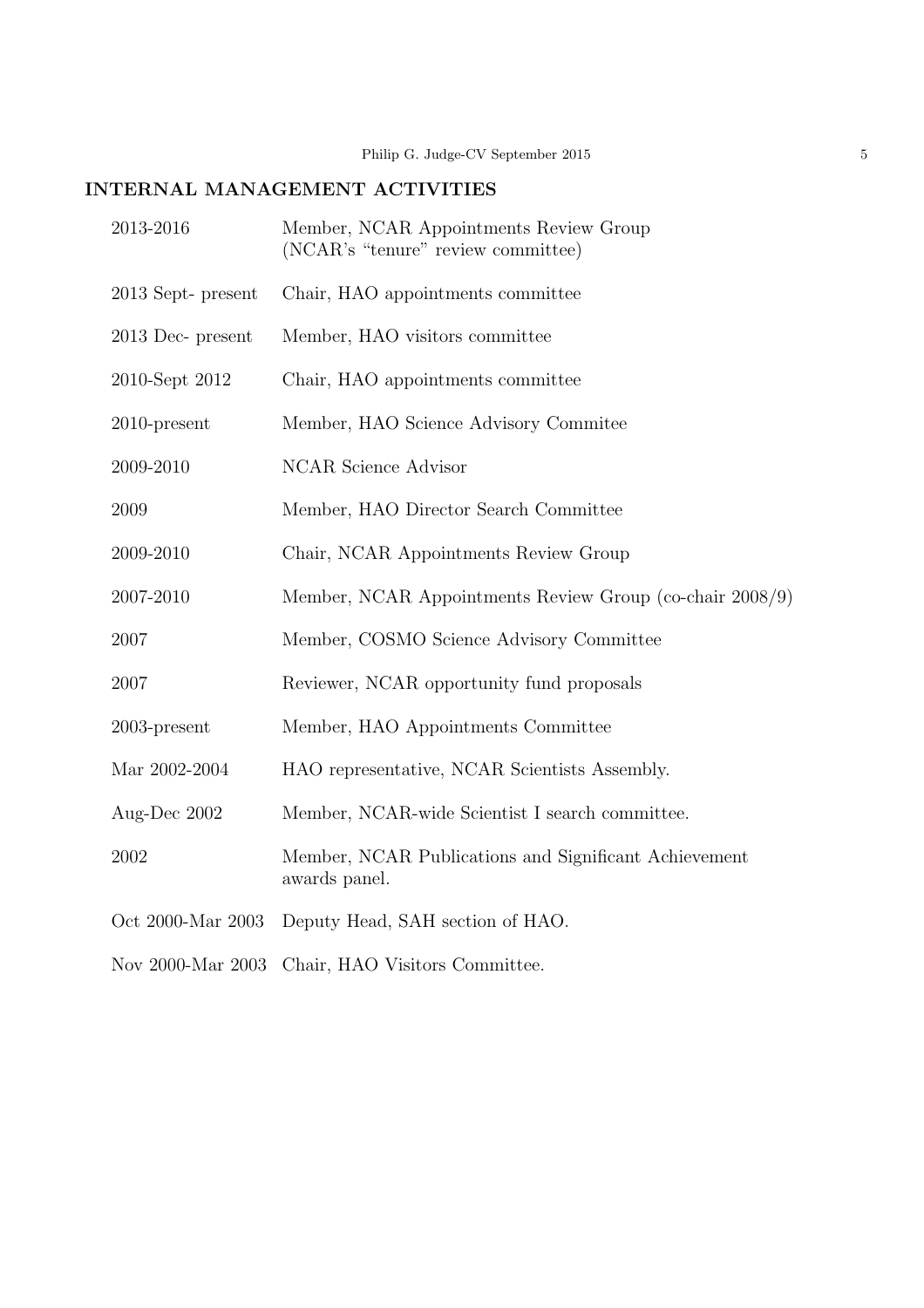## INTERNAL MANAGEMENT ACTIVITIES

| | |
|---|---|
| 2013-2016 | Member, NCAR Appointments Review Group (NCAR's "tenure" review committee) |
| 2013 Sept- present | Chair, HAO appointments committee |
| 2013 Dec- present | Member, HAO visitors committee |
| 2010-Sept 2012 | Chair, HAO appointments committee |
| 2010-present | Member, HAO Science Advisory Commitee |
| 2009-2010 | NCAR Science Advisor |
| 2009 | Member, HAO Director Search Committee |
| 2009-2010 | Chair, NCAR Appointments Review Group |
| 2007-2010 | Member, NCAR Appointments Review Group (co-chair 2008/9) |
| 2007 | Member, COSMO Science Advisory Committee |
| 2007 | Reviewer, NCAR opportunity fund proposals |
| 2003-present | Member, HAO Appointments Committee |
| Mar 2002-2004 | HAO representative, NCAR Scientists Assembly. |
| Aug-Dec 2002 | Member, NCAR-wide Scientist I search committee. |
| 2002 | Member, NCAR Publications and Significant Achievement awards panel. |
| Oct 2000-Mar 2003 | Deputy Head, SAH section of HAO. |
| Nov 2000-Mar 2003 | Chair, HAO Visitors Committee. |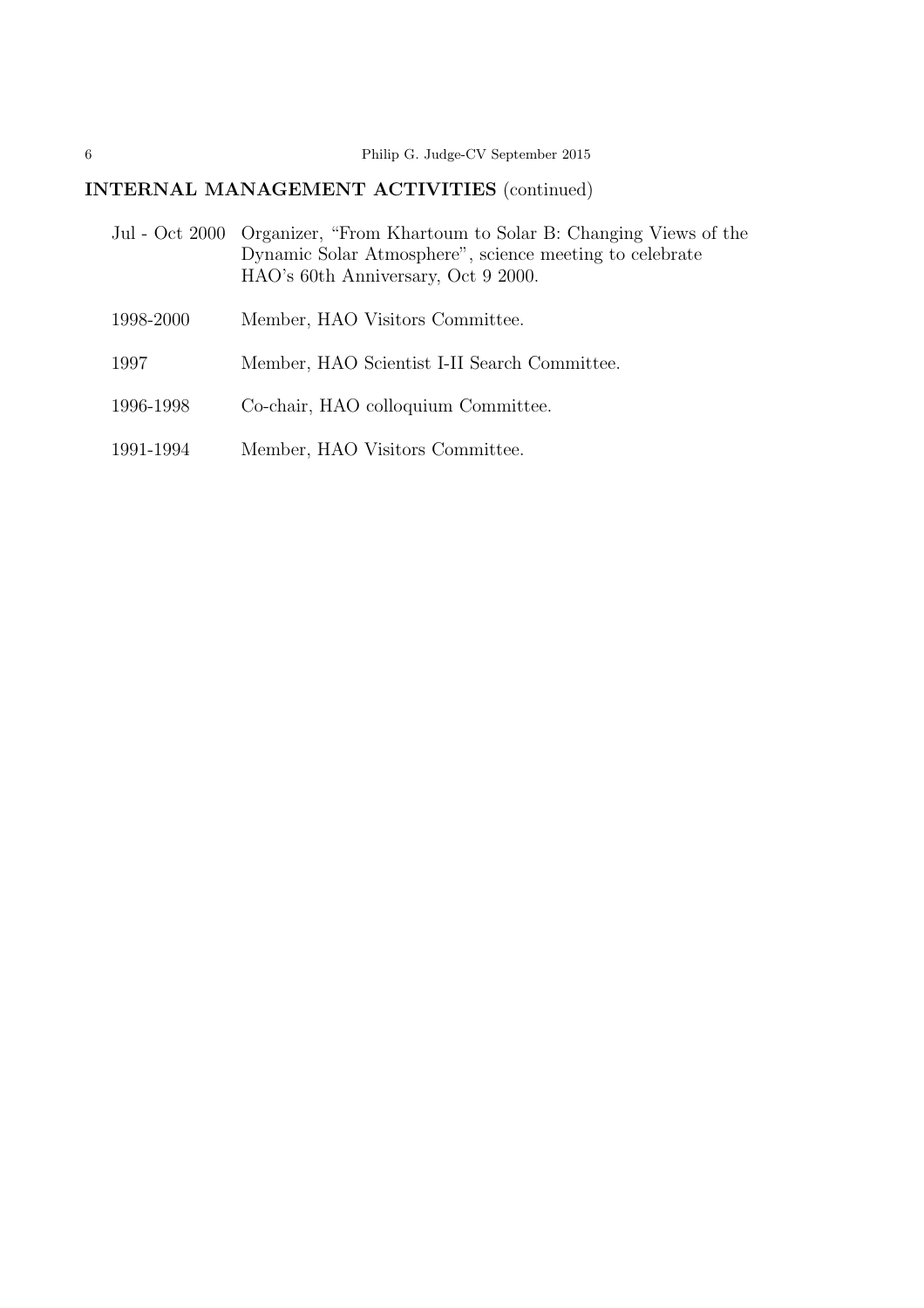## INTERNAL MANAGEMENT ACTIVITIES (continued)

| | |
|---|---|
| Jul - Oct 2000 | Organizer, "From Khartoum to Solar B: Changing Views of the Dynamic Solar Atmosphere", science meeting to celebrate HAO's 60th Anniversary, Oct 9 2000. |
| 1998-2000 | Member, HAO Visitors Committee. |
| 1997 | Member, HAO Scientist I-II Search Committee. |
| 1996-1998 | Co-chair, HAO colloquium Committee. |
| 1991-1994 | Member, HAO Visitors Committee. |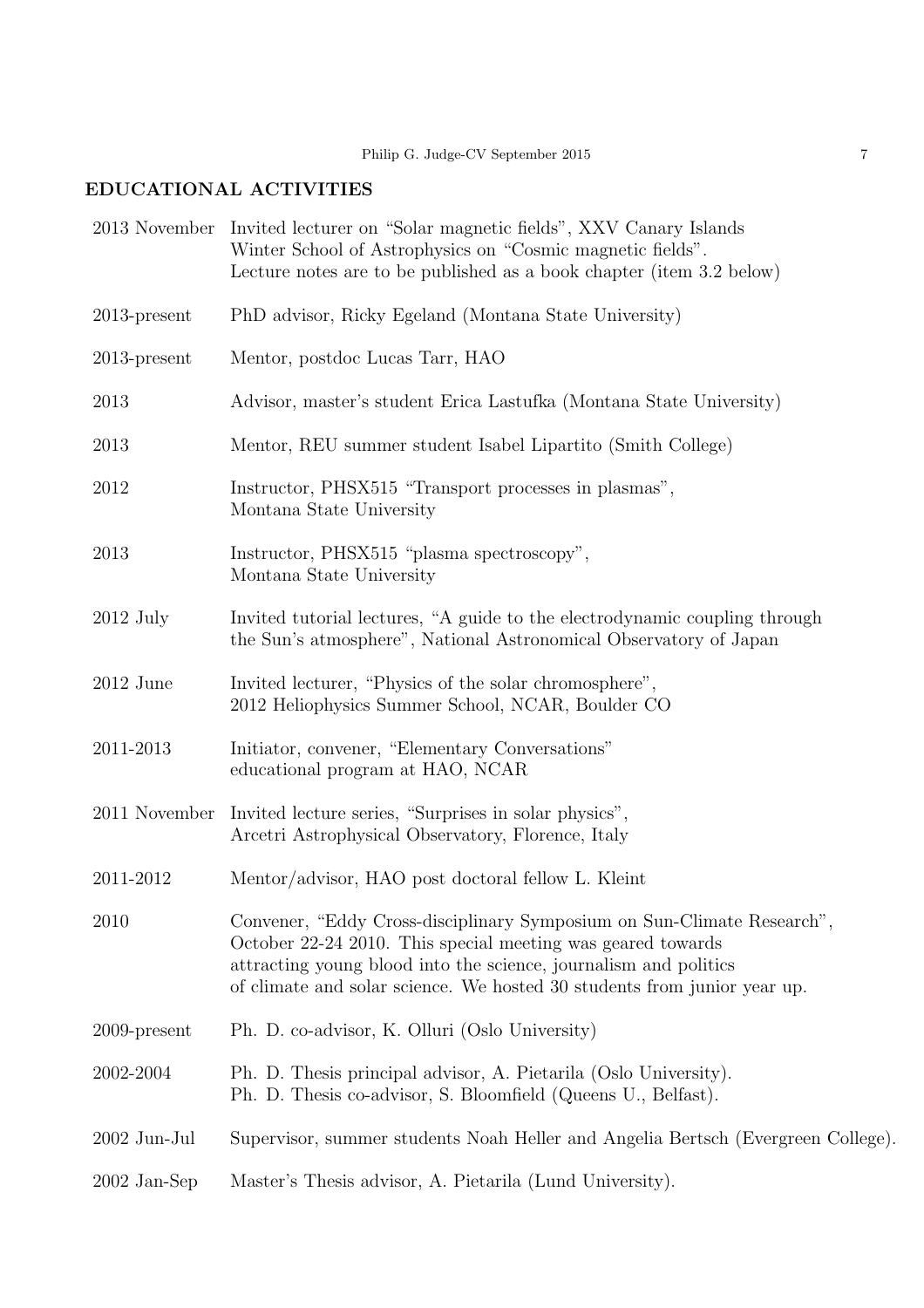## EDUCATIONAL ACTIVITIES

| | |
|---|---|
| 2013 November | Invited lecturer on "Solar magnetic fields", XXV Canary Islands Winter School of Astrophysics on "Cosmic magnetic fields". Lecture notes are to be published as a book chapter (item 3.2 below) |
| 2013-present | PhD advisor, Ricky Egeland (Montana State University) |
| 2013-present | Mentor, postdoc Lucas Tarr, HAO |
| 2013 | Advisor, master's student Erica Lastufka (Montana State University) |
| 2013 | Mentor, REU summer student Isabel Lipartito (Smith College) |
| 2012 | Instructor, PHSX515 "Transport processes in plasmas", Montana State University |
| 2013 | Instructor, PHSX515 "plasma spectroscopy", Montana State University |
| 2012 July | Invited tutorial lectures, "A guide to the electrodynamic coupling through the Sun's atmosphere", National Astronomical Observatory of Japan |
| 2012 June | Invited lecturer, "Physics of the solar chromosphere", 2012 Heliophysics Summer School, NCAR, Boulder CO |
| 2011-2013 | Initiator, convener, "Elementary Conversations" educational program at HAO, NCAR |
| 2011 November | Invited lecture series, "Surprises in solar physics", Arcetri Astrophysical Observatory, Florence, Italy |
| 2011-2012 | Mentor/advisor, HAO post doctoral fellow L. Kleint |
| 2010 | Convener, "Eddy Cross-disciplinary Symposium on Sun-Climate Research", October 22-24 2010. This special meeting was geared towards attracting young blood into the science, journalism and politics of climate and solar science. We hosted 30 students from junior year up. |
| 2009-present | Ph. D. co-advisor, K. Olluri (Oslo University) |
| 2002-2004 | Ph. D. Thesis principal advisor, A. Pietarila (Oslo University). Ph. D. Thesis co-advisor, S. Bloomfield (Queens U., Belfast). |
| 2002 Jun-Jul | Supervisor, summer students Noah Heller and Angelia Bertsch (Evergreen College). |
| 2002 Jan-Sep | Master's Thesis advisor, A. Pietarila (Lund University). |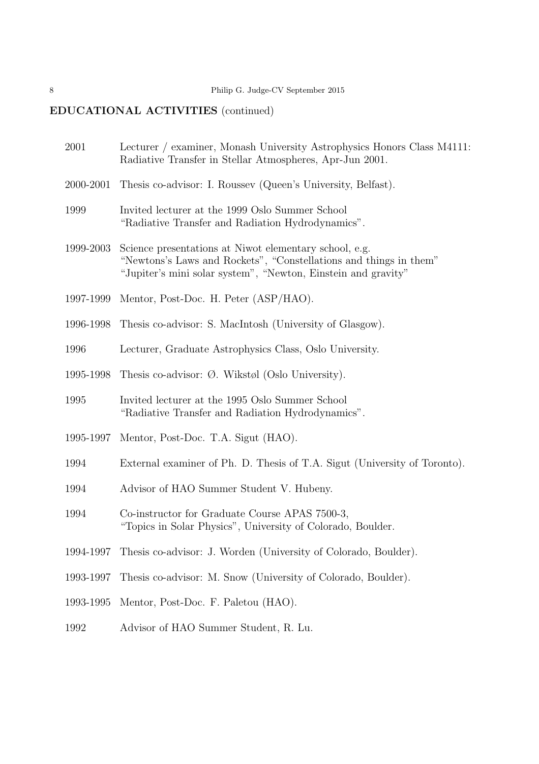## EDUCATIONAL ACTIVITIES (continued)

| | |
|---|---|
| 2001 | Lecturer / examiner, Monash University Astrophysics Honors Class M4111: Radiative Transfer in Stellar Atmospheres, Apr-Jun 2001. |
| 2000-2001 | Thesis co-advisor: I. Roussev (Queen's University, Belfast). |
| 1999 | Invited lecturer at the 1999 Oslo Summer School "Radiative Transfer and Radiation Hydrodynamics". |
| 1999-2003 | Science presentations at Niwot elementary school, e.g. "Newtons's Laws and Rockets", "Constellations and things in them" "Jupiter's mini solar system", "Newton, Einstein and gravity" |
| 1997-1999 | Mentor, Post-Doc. H. Peter (ASP/HAO). |
| 1996-1998 | Thesis co-advisor: S. MacIntosh (University of Glasgow). |
| 1996 | Lecturer, Graduate Astrophysics Class, Oslo University. |
| 1995-1998 | Thesis co-advisor: Ø. Wikstøl (Oslo University). |
| 1995 | Invited lecturer at the 1995 Oslo Summer School "Radiative Transfer and Radiation Hydrodynamics". |
| 1995-1997 | Mentor, Post-Doc. T.A. Sigut (HAO). |
| 1994 | External examiner of Ph. D. Thesis of T.A. Sigut (University of Toronto). |
| 1994 | Advisor of HAO Summer Student V. Hubeny. |
| 1994 | Co-instructor for Graduate Course APAS 7500-3, "Topics in Solar Physics", University of Colorado, Boulder. |
| 1994-1997 | Thesis co-advisor: J. Worden (University of Colorado, Boulder). |
| 1993-1997 | Thesis co-advisor: M. Snow (University of Colorado, Boulder). |
| 1993-1995 | Mentor, Post-Doc. F. Paletou (HAO). |
| 1992 | Advisor of HAO Summer Student, R. Lu. |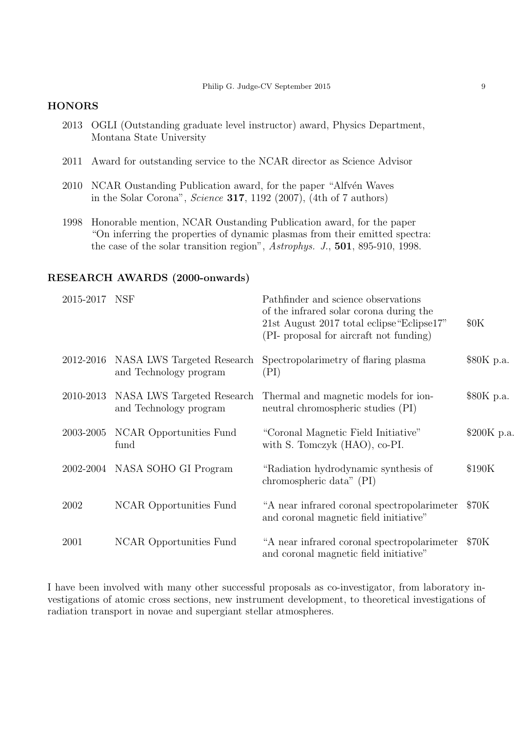## HONORS

2013 OGLI (Outstanding graduate level instructor) award, Physics Department, Montana State University

2011 Award for outstanding service to the NCAR director as Science Advisor

2010 NCAR Oustanding Publication award, for the paper "Alfvén Waves in the Solar Corona", *Science* **317**, 1192 (2007), (4th of 7 authors)

1998 Honorable mention, NCAR Oustanding Publication award, for the paper "On inferring the properties of dynamic plasmas from their emitted spectra: the case of the solar transition region", *Astrophys. J.*, **501**, 895-910, 1998.

## RESEARCH AWARDS (2000-onwards)

| | | | |
|---|---|---|---|
| 2015-2017 | NSF | Pathfinder and science observations of the infrared solar corona during the 21st August 2017 total eclipse"Eclipse17" (PI- proposal for aircraft not funding) | \$0K |
| 2012-2016 | NASA LWS Targeted Research and Technology program | Spectropolarimetry of flaring plasma (PI) | \$80K p.a. |
| 2010-2013 | NASA LWS Targeted Research and Technology program | Thermal and magnetic models for ion-neutral chromospheric studies (PI) | \$80K p.a. |
| 2003-2005 | NCAR Opportunities Fund fund | "Coronal Magnetic Field Initiative" with S. Tomczyk (HAO), co-PI. | \$200K p.a. |
| 2002-2004 | NASA SOHO GI Program | "Radiation hydrodynamic synthesis of chromospheric data" (PI) | \$190K |
| 2002 | NCAR Opportunities Fund | "A near infrared coronal spectropolarimeter and coronal magnetic field initiative" | \$70K |
| 2001 | NCAR Opportunities Fund | "A near infrared coronal spectropolarimeter and coronal magnetic field initiative" | \$70K |

I have been involved with many other successful proposals as co-investigator, from laboratory investigations of atomic cross sections, new instrument development, to theoretical investigations of radiation transport in novae and supergiant stellar atmospheres.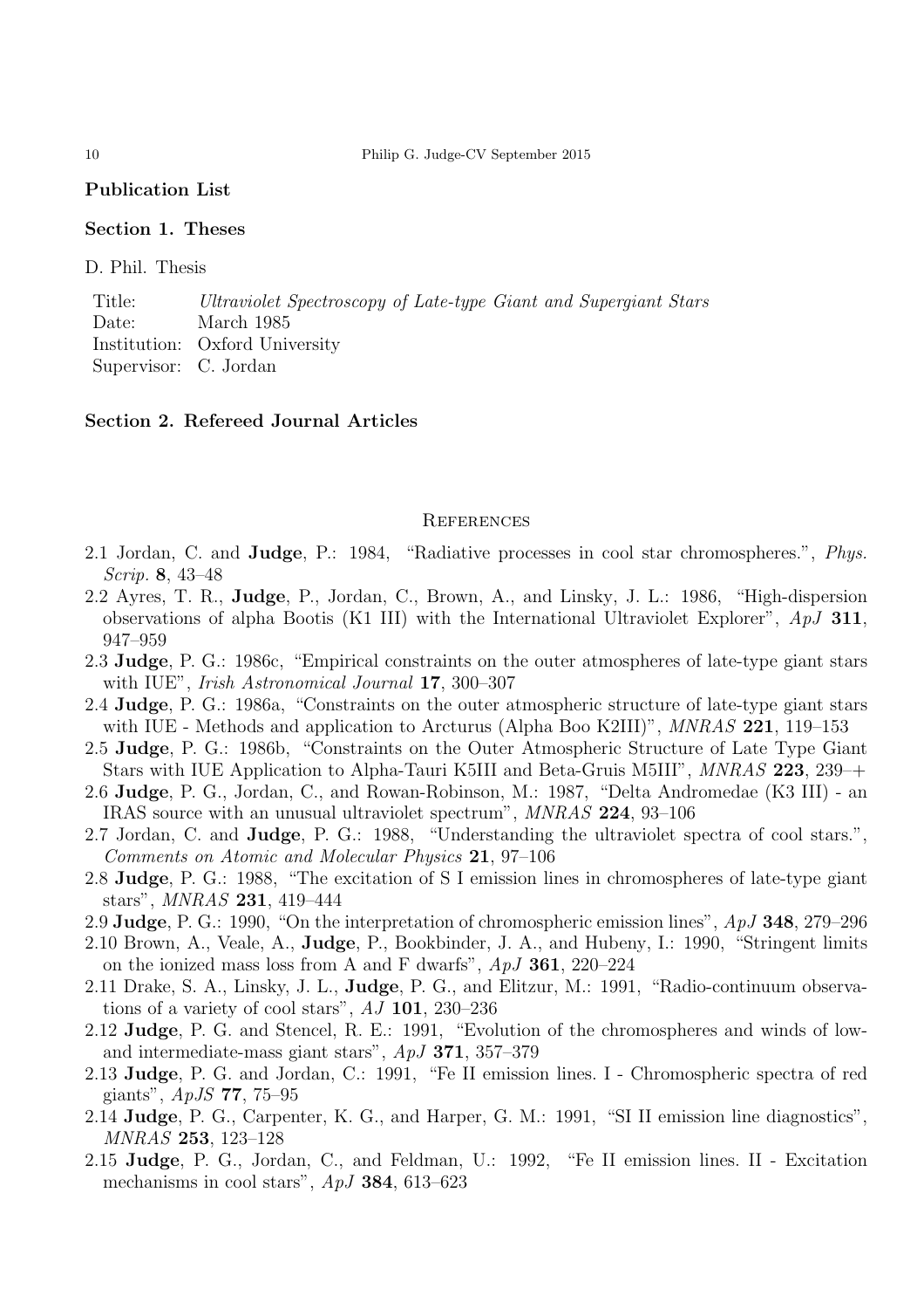## Publication List

### Section 1. Theses

D. Phil. Thesis

| | |
|---|---|
| Title: | *Ultraviolet Spectroscopy of Late-type Giant and Supergiant Stars* |
| Date: | March 1985 |
| Institution: | Oxford University |
| Supervisor: | C. Jordan |

### Section 2. Refereed Journal Articles

## References

2.1 Jordan, C. and **Judge**, P.: 1984, "Radiative processes in cool star chromospheres.", *Phys. Scrip.* **8**, 43–48

2.2 Ayres, T. R., **Judge**, P., Jordan, C., Brown, A., and Linsky, J. L.: 1986, "High-dispersion observations of alpha Bootis (K1 III) with the International Ultraviolet Explorer", *ApJ* **311**, 947–959

2.3 **Judge**, P. G.: 1986c, "Empirical constraints on the outer atmospheres of late-type giant stars with IUE", *Irish Astronomical Journal* **17**, 300–307

2.4 **Judge**, P. G.: 1986a, "Constraints on the outer atmospheric structure of late-type giant stars with IUE - Methods and application to Arcturus (Alpha Boo K2III)", *MNRAS* **221**, 119–153

2.5 **Judge**, P. G.: 1986b, "Constraints on the Outer Atmospheric Structure of Late Type Giant Stars with IUE Application to Alpha-Tauri K5III and Beta-Gruis M5III", *MNRAS* **223**, 239–+

2.6 **Judge**, P. G., Jordan, C., and Rowan-Robinson, M.: 1987, "Delta Andromedae (K3 III) - an IRAS source with an unusual ultraviolet spectrum", *MNRAS* **224**, 93–106

2.7 Jordan, C. and **Judge**, P. G.: 1988, "Understanding the ultraviolet spectra of cool stars.", *Comments on Atomic and Molecular Physics* **21**, 97–106

2.8 **Judge**, P. G.: 1988, "The excitation of S I emission lines in chromospheres of late-type giant stars", *MNRAS* **231**, 419–444

2.9 **Judge**, P. G.: 1990, "On the interpretation of chromospheric emission lines", *ApJ* **348**, 279–296

2.10 Brown, A., Veale, A., **Judge**, P., Bookbinder, J. A., and Hubeny, I.: 1990, "Stringent limits on the ionized mass loss from A and F dwarfs", *ApJ* **361**, 220–224

2.11 Drake, S. A., Linsky, J. L., **Judge**, P. G., and Elitzur, M.: 1991, "Radio-continuum observations of a variety of cool stars", *AJ* **101**, 230–236

2.12 **Judge**, P. G. and Stencel, R. E.: 1991, "Evolution of the chromospheres and winds of low- and intermediate-mass giant stars", *ApJ* **371**, 357–379

2.13 **Judge**, P. G. and Jordan, C.: 1991, "Fe II emission lines. I - Chromospheric spectra of red giants", *ApJS* **77**, 75–95

2.14 **Judge**, P. G., Carpenter, K. G., and Harper, G. M.: 1991, "SI II emission line diagnostics", *MNRAS* **253**, 123–128

2.15 **Judge**, P. G., Jordan, C., and Feldman, U.: 1992, "Fe II emission lines. II - Excitation mechanisms in cool stars", *ApJ* **384**, 613–623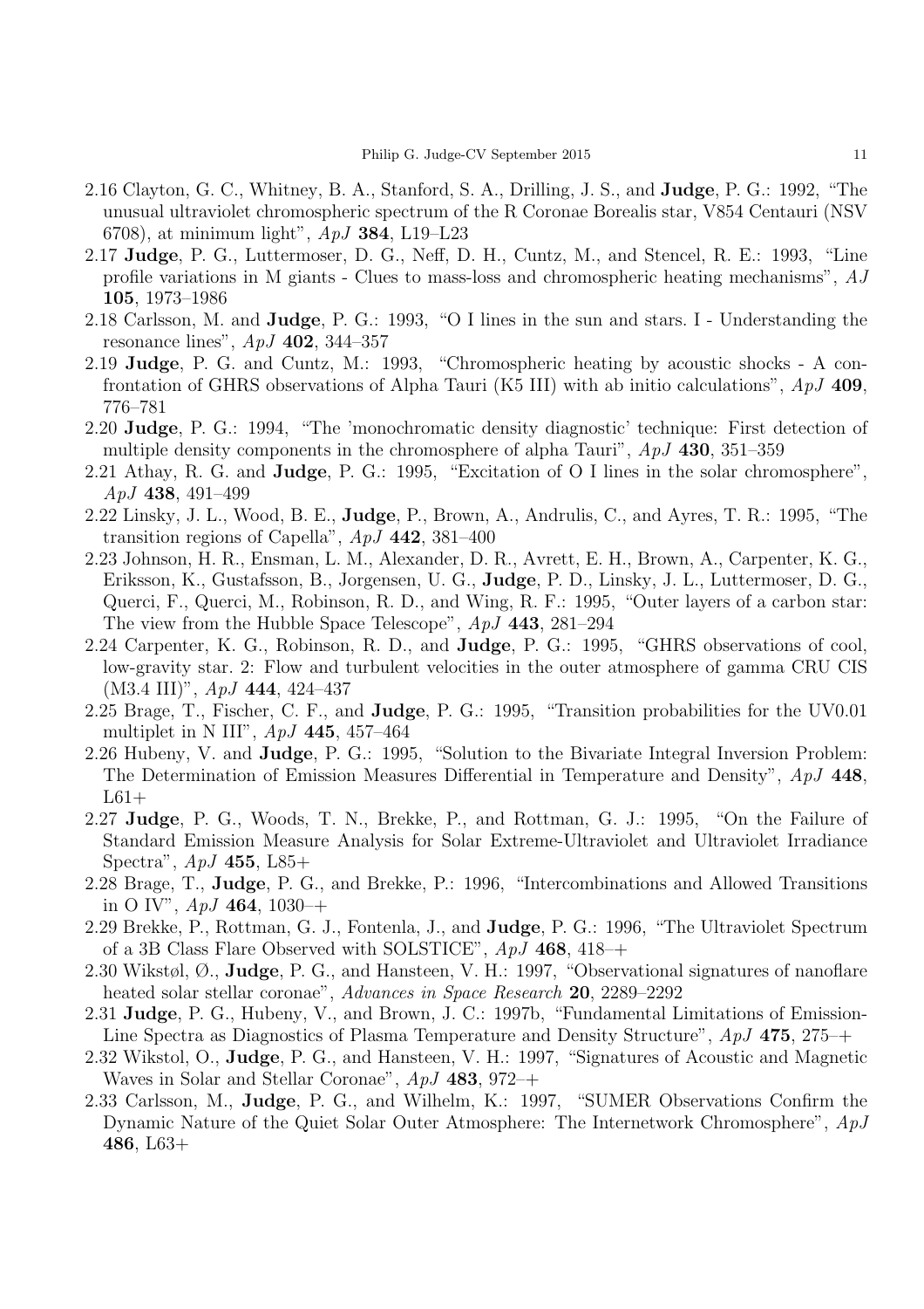2.16 Clayton, G. C., Whitney, B. A., Stanford, S. A., Drilling, J. S., and **Judge**, P. G.: 1992, "The unusual ultraviolet chromospheric spectrum of the R Coronae Borealis star, V854 Centauri (NSV 6708), at minimum light", *ApJ* **384**, L19–L23

2.17 **Judge**, P. G., Luttermoser, D. G., Neff, D. H., Cuntz, M., and Stencel, R. E.: 1993, "Line profile variations in M giants - Clues to mass-loss and chromospheric heating mechanisms", *AJ* **105**, 1973–1986

2.18 Carlsson, M. and **Judge**, P. G.: 1993, "O I lines in the sun and stars. I - Understanding the resonance lines", *ApJ* **402**, 344–357

2.19 **Judge**, P. G. and Cuntz, M.: 1993, "Chromospheric heating by acoustic shocks - A confrontation of GHRS observations of Alpha Tauri (K5 III) with ab initio calculations", *ApJ* **409**, 776–781

2.20 **Judge**, P. G.: 1994, "The 'monochromatic density diagnostic' technique: First detection of multiple density components in the chromosphere of alpha Tauri", *ApJ* **430**, 351–359

2.21 Athay, R. G. and **Judge**, P. G.: 1995, "Excitation of O I lines in the solar chromosphere", *ApJ* **438**, 491–499

2.22 Linsky, J. L., Wood, B. E., **Judge**, P., Brown, A., Andrulis, C., and Ayres, T. R.: 1995, "The transition regions of Capella", *ApJ* **442**, 381–400

2.23 Johnson, H. R., Ensman, L. M., Alexander, D. R., Avrett, E. H., Brown, A., Carpenter, K. G., Eriksson, K., Gustafsson, B., Jorgensen, U. G., **Judge**, P. D., Linsky, J. L., Luttermoser, D. G., Querci, F., Querci, M., Robinson, R. D., and Wing, R. F.: 1995, "Outer layers of a carbon star: The view from the Hubble Space Telescope", *ApJ* **443**, 281–294

2.24 Carpenter, K. G., Robinson, R. D., and **Judge**, P. G.: 1995, "GHRS observations of cool, low-gravity star. 2: Flow and turbulent velocities in the outer atmosphere of gamma CRU CIS (M3.4 III)", *ApJ* **444**, 424–437

2.25 Brage, T., Fischer, C. F., and **Judge**, P. G.: 1995, "Transition probabilities for the UV0.01 multiplet in N III", *ApJ* **445**, 457–464

2.26 Hubeny, V. and **Judge**, P. G.: 1995, "Solution to the Bivariate Integral Inversion Problem: The Determination of Emission Measures Differential in Temperature and Density", *ApJ* **448**, L61+

2.27 **Judge**, P. G., Woods, T. N., Brekke, P., and Rottman, G. J.: 1995, "On the Failure of Standard Emission Measure Analysis for Solar Extreme-Ultraviolet and Ultraviolet Irradiance Spectra", *ApJ* **455**, L85+

2.28 Brage, T., **Judge**, P. G., and Brekke, P.: 1996, "Intercombinations and Allowed Transitions in O IV", *ApJ* **464**, 1030–+

2.29 Brekke, P., Rottman, G. J., Fontenla, J., and **Judge**, P. G.: 1996, "The Ultraviolet Spectrum of a 3B Class Flare Observed with SOLSTICE", *ApJ* **468**, 418–+

2.30 Wikstøl, Ø., **Judge**, P. G., and Hansteen, V. H.: 1997, "Observational signatures of nanoflare heated solar stellar coronae", *Advances in Space Research* **20**, 2289–2292

2.31 **Judge**, P. G., Hubeny, V., and Brown, J. C.: 1997b, "Fundamental Limitations of Emission-Line Spectra as Diagnostics of Plasma Temperature and Density Structure", *ApJ* **475**, 275–+

2.32 Wikstol, O., **Judge**, P. G., and Hansteen, V. H.: 1997, "Signatures of Acoustic and Magnetic Waves in Solar and Stellar Coronae", *ApJ* **483**, 972–+

2.33 Carlsson, M., **Judge**, P. G., and Wilhelm, K.: 1997, "SUMER Observations Confirm the Dynamic Nature of the Quiet Solar Outer Atmosphere: The Internetwork Chromosphere", *ApJ* **486**, L63+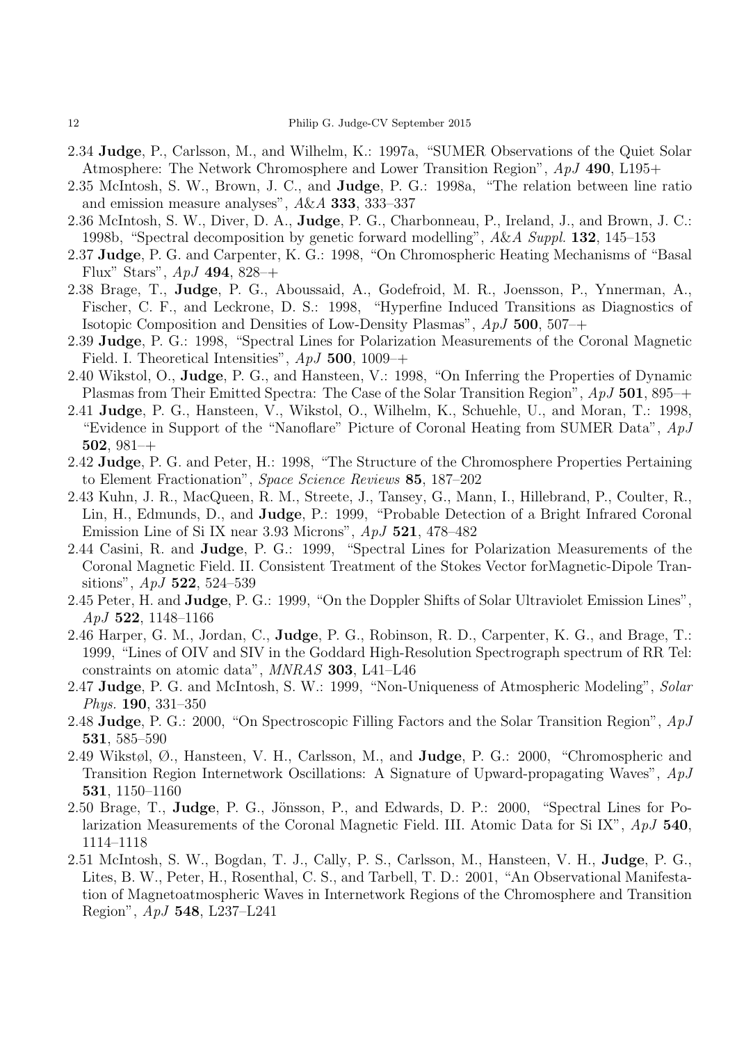2.34 **Judge**, P., Carlsson, M., and Wilhelm, K.: 1997a, "SUMER Observations of the Quiet Solar Atmosphere: The Network Chromosphere and Lower Transition Region", *ApJ* **490**, L195+

2.35 McIntosh, S. W., Brown, J. C., and **Judge**, P. G.: 1998a, "The relation between line ratio and emission measure analyses", *A&A* **333**, 333–337

2.36 McIntosh, S. W., Diver, D. A., **Judge**, P. G., Charbonneau, P., Ireland, J., and Brown, J. C.: 1998b, "Spectral decomposition by genetic forward modelling", *A&A Suppl.* **132**, 145–153

2.37 **Judge**, P. G. and Carpenter, K. G.: 1998, "On Chromospheric Heating Mechanisms of "Basal Flux" Stars", *ApJ* **494**, 828–+

2.38 Brage, T., **Judge**, P. G., Aboussaid, A., Godefroid, M. R., Joensson, P., Ynnerman, A., Fischer, C. F., and Leckrone, D. S.: 1998, "Hyperfine Induced Transitions as Diagnostics of Isotopic Composition and Densities of Low-Density Plasmas", *ApJ* **500**, 507–+

2.39 **Judge**, P. G.: 1998, "Spectral Lines for Polarization Measurements of the Coronal Magnetic Field. I. Theoretical Intensities", *ApJ* **500**, 1009–+

2.40 Wikstol, O., **Judge**, P. G., and Hansteen, V.: 1998, "On Inferring the Properties of Dynamic Plasmas from Their Emitted Spectra: The Case of the Solar Transition Region", *ApJ* **501**, 895–+

2.41 **Judge**, P. G., Hansteen, V., Wikstol, O., Wilhelm, K., Schuehle, U., and Moran, T.: 1998, "Evidence in Support of the "Nanoflare" Picture of Coronal Heating from SUMER Data", *ApJ* **502**, 981–+

2.42 **Judge**, P. G. and Peter, H.: 1998, "The Structure of the Chromosphere Properties Pertaining to Element Fractionation", *Space Science Reviews* **85**, 187–202

2.43 Kuhn, J. R., MacQueen, R. M., Streete, J., Tansey, G., Mann, I., Hillebrand, P., Coulter, R., Lin, H., Edmunds, D., and **Judge**, P.: 1999, "Probable Detection of a Bright Infrared Coronal Emission Line of Si IX near 3.93 Microns", *ApJ* **521**, 478–482

2.44 Casini, R. and **Judge**, P. G.: 1999, "Spectral Lines for Polarization Measurements of the Coronal Magnetic Field. II. Consistent Treatment of the Stokes Vector forMagnetic-Dipole Transitions", *ApJ* **522**, 524–539

2.45 Peter, H. and **Judge**, P. G.: 1999, "On the Doppler Shifts of Solar Ultraviolet Emission Lines", *ApJ* **522**, 1148–1166

2.46 Harper, G. M., Jordan, C., **Judge**, P. G., Robinson, R. D., Carpenter, K. G., and Brage, T.: 1999, "Lines of OIV and SIV in the Goddard High-Resolution Spectrograph spectrum of RR Tel: constraints on atomic data", *MNRAS* **303**, L41–L46

2.47 **Judge**, P. G. and McIntosh, S. W.: 1999, "Non-Uniqueness of Atmospheric Modeling", *Solar Phys.* **190**, 331–350

2.48 **Judge**, P. G.: 2000, "On Spectroscopic Filling Factors and the Solar Transition Region", *ApJ* **531**, 585–590

2.49 Wikstøl, Ø., Hansteen, V. H., Carlsson, M., and **Judge**, P. G.: 2000, "Chromospheric and Transition Region Internetwork Oscillations: A Signature of Upward-propagating Waves", *ApJ* **531**, 1150–1160

2.50 Brage, T., **Judge**, P. G., Jönsson, P., and Edwards, D. P.: 2000, "Spectral Lines for Polarization Measurements of the Coronal Magnetic Field. III. Atomic Data for Si IX", *ApJ* **540**, 1114–1118

2.51 McIntosh, S. W., Bogdan, T. J., Cally, P. S., Carlsson, M., Hansteen, V. H., **Judge**, P. G., Lites, B. W., Peter, H., Rosenthal, C. S., and Tarbell, T. D.: 2001, "An Observational Manifestation of Magnetoatmospheric Waves in Internetwork Regions of the Chromosphere and Transition Region", *ApJ* **548**, L237–L241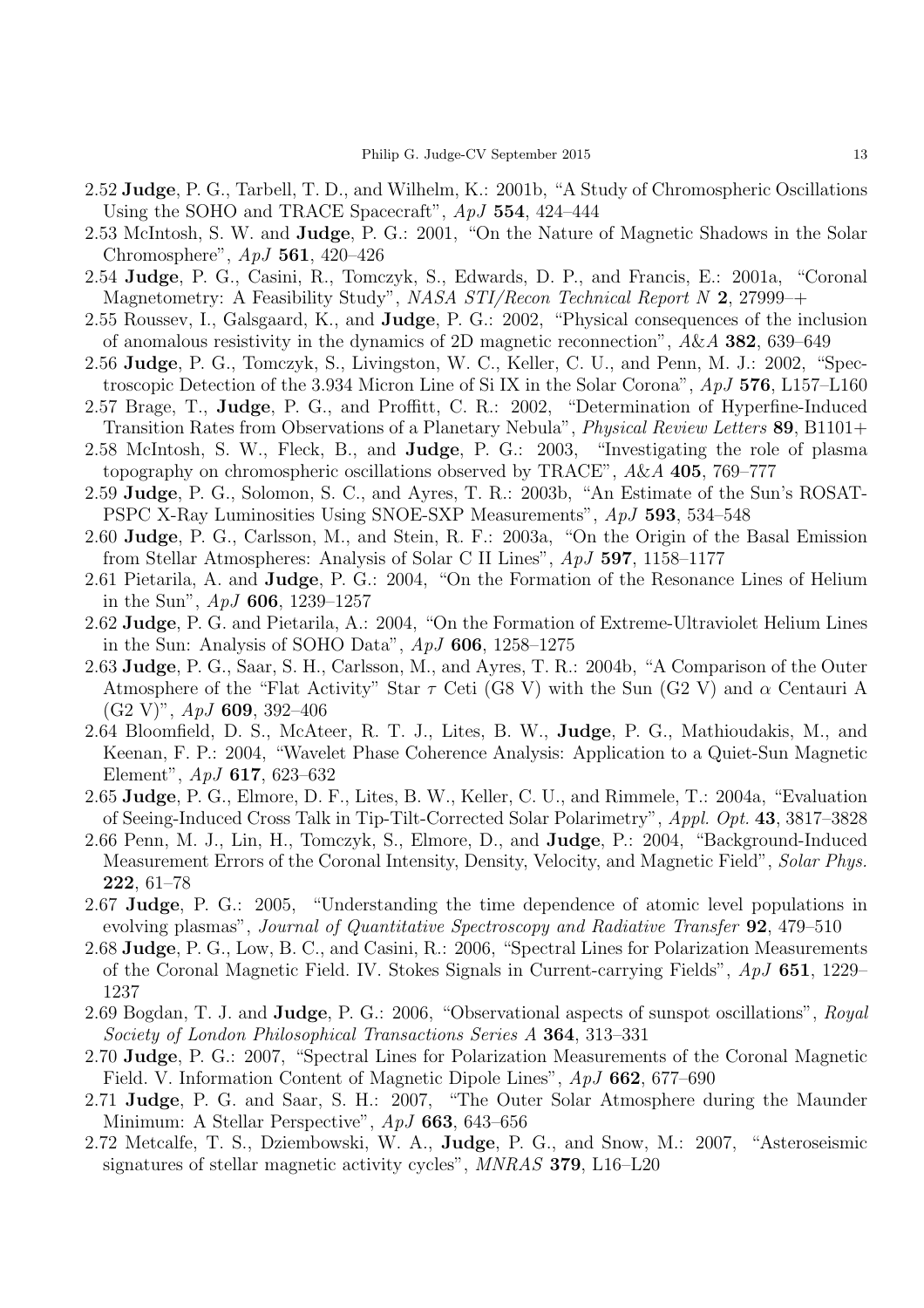2.52 **Judge**, P. G., Tarbell, T. D., and Wilhelm, K.: 2001b, "A Study of Chromospheric Oscillations Using the SOHO and TRACE Spacecraft", *ApJ* **554**, 424–444

2.53 McIntosh, S. W. and **Judge**, P. G.: 2001, "On the Nature of Magnetic Shadows in the Solar Chromosphere", *ApJ* **561**, 420–426

2.54 **Judge**, P. G., Casini, R., Tomczyk, S., Edwards, D. P., and Francis, E.: 2001a, "Coronal Magnetometry: A Feasibility Study", *NASA STI/Recon Technical Report N* **2**, 27999–+

2.55 Roussev, I., Galsgaard, K., and **Judge**, P. G.: 2002, "Physical consequences of the inclusion of anomalous resistivity in the dynamics of 2D magnetic reconnection", *A&A* **382**, 639–649

2.56 **Judge**, P. G., Tomczyk, S., Livingston, W. C., Keller, C. U., and Penn, M. J.: 2002, "Spectroscopic Detection of the 3.934 Micron Line of Si IX in the Solar Corona", *ApJ* **576**, L157–L160

2.57 Brage, T., **Judge**, P. G., and Proffitt, C. R.: 2002, "Determination of Hyperfine-Induced Transition Rates from Observations of a Planetary Nebula", *Physical Review Letters* **89**, B1101+

2.58 McIntosh, S. W., Fleck, B., and **Judge**, P. G.: 2003, "Investigating the role of plasma topography on chromospheric oscillations observed by TRACE", *A&A* **405**, 769–777

2.59 **Judge**, P. G., Solomon, S. C., and Ayres, T. R.: 2003b, "An Estimate of the Sun's ROSAT-PSPC X-Ray Luminosities Using SNOE-SXP Measurements", *ApJ* **593**, 534–548

2.60 **Judge**, P. G., Carlsson, M., and Stein, R. F.: 2003a, "On the Origin of the Basal Emission from Stellar Atmospheres: Analysis of Solar C II Lines", *ApJ* **597**, 1158–1177

2.61 Pietarila, A. and **Judge**, P. G.: 2004, "On the Formation of the Resonance Lines of Helium in the Sun", *ApJ* **606**, 1239–1257

2.62 **Judge**, P. G. and Pietarila, A.: 2004, "On the Formation of Extreme-Ultraviolet Helium Lines in the Sun: Analysis of SOHO Data", *ApJ* **606**, 1258–1275

2.63 **Judge**, P. G., Saar, S. H., Carlsson, M., and Ayres, T. R.: 2004b, "A Comparison of the Outer Atmosphere of the "Flat Activity" Star $\tau$ Ceti (G8 V) with the Sun (G2 V) and $\alpha$ Centauri A (G2 V)", *ApJ* **609**, 392–406

2.64 Bloomfield, D. S., McAteer, R. T. J., Lites, B. W., **Judge**, P. G., Mathioudakis, M., and Keenan, F. P.: 2004, "Wavelet Phase Coherence Analysis: Application to a Quiet-Sun Magnetic Element", *ApJ* **617**, 623–632

2.65 **Judge**, P. G., Elmore, D. F., Lites, B. W., Keller, C. U., and Rimmele, T.: 2004a, "Evaluation of Seeing-Induced Cross Talk in Tip-Tilt-Corrected Solar Polarimetry", *Appl. Opt.* **43**, 3817–3828

2.66 Penn, M. J., Lin, H., Tomczyk, S., Elmore, D., and **Judge**, P.: 2004, "Background-Induced Measurement Errors of the Coronal Intensity, Density, Velocity, and Magnetic Field", *Solar Phys.* **222**, 61–78

2.67 **Judge**, P. G.: 2005, "Understanding the time dependence of atomic level populations in evolving plasmas", *Journal of Quantitative Spectroscopy and Radiative Transfer* **92**, 479–510

2.68 **Judge**, P. G., Low, B. C., and Casini, R.: 2006, "Spectral Lines for Polarization Measurements of the Coronal Magnetic Field. IV. Stokes Signals in Current-carrying Fields", *ApJ* **651**, 1229–1237

2.69 Bogdan, T. J. and **Judge**, P. G.: 2006, "Observational aspects of sunspot oscillations", *Royal Society of London Philosophical Transactions Series A* **364**, 313–331

2.70 **Judge**, P. G.: 2007, "Spectral Lines for Polarization Measurements of the Coronal Magnetic Field. V. Information Content of Magnetic Dipole Lines", *ApJ* **662**, 677–690

2.71 **Judge**, P. G. and Saar, S. H.: 2007, "The Outer Solar Atmosphere during the Maunder Minimum: A Stellar Perspective", *ApJ* **663**, 643–656

2.72 Metcalfe, T. S., Dziembowski, W. A., **Judge**, P. G., and Snow, M.: 2007, "Asteroseismic signatures of stellar magnetic activity cycles", *MNRAS* **379**, L16–L20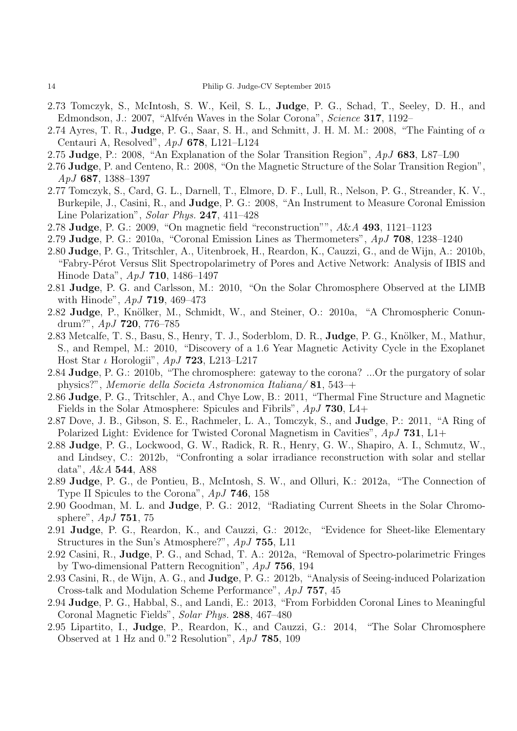2.73 Tomczyk, S., McIntosh, S. W., Keil, S. L., **Judge**, P. G., Schad, T., Seeley, D. H., and Edmondson, J.: 2007, "Alfvén Waves in the Solar Corona", *Science* **317**, 1192–

2.74 Ayres, T. R., **Judge**, P. G., Saar, S. H., and Schmitt, J. H. M. M.: 2008, "The Fainting of $\alpha$ Centauri A, Resolved", *ApJ* **678**, L121–L124

2.75 **Judge**, P.: 2008, "An Explanation of the Solar Transition Region", *ApJ* **683**, L87–L90

2.76 **Judge**, P. and Centeno, R.: 2008, "On the Magnetic Structure of the Solar Transition Region", *ApJ* **687**, 1388–1397

2.77 Tomczyk, S., Card, G. L., Darnell, T., Elmore, D. F., Lull, R., Nelson, P. G., Streander, K. V., Burkepile, J., Casini, R., and **Judge**, P. G.: 2008, "An Instrument to Measure Coronal Emission Line Polarization", *Solar Phys.* **247**, 411–428

2.78 **Judge**, P. G.: 2009, "On magnetic field "reconstruction"", *A&A* **493**, 1121–1123

2.79 **Judge**, P. G.: 2010a, "Coronal Emission Lines as Thermometers", *ApJ* **708**, 1238–1240

2.80 **Judge**, P. G., Tritschler, A., Uitenbroek, H., Reardon, K., Cauzzi, G., and de Wijn, A.: 2010b, "Fabry-Pérot Versus Slit Spectropolarimetry of Pores and Active Network: Analysis of IBIS and Hinode Data", *ApJ* **710**, 1486–1497

2.81 **Judge**, P. G. and Carlsson, M.: 2010, "On the Solar Chromosphere Observed at the LIMB with Hinode", *ApJ* **719**, 469–473

2.82 **Judge**, P., Knölker, M., Schmidt, W., and Steiner, O.: 2010a, "A Chromospheric Conundrum?", *ApJ* **720**, 776–785

2.83 Metcalfe, T. S., Basu, S., Henry, T. J., Soderblom, D. R., **Judge**, P. G., Knölker, M., Mathur, S., and Rempel, M.: 2010, "Discovery of a 1.6 Year Magnetic Activity Cycle in the Exoplanet Host Star $\iota$ Horologii", *ApJ* **723**, L213–L217

2.84 **Judge**, P. G.: 2010b, "The chromosphere: gateway to the corona? ...Or the purgatory of solar physics?", *Memorie della Societa Astronomica Italiana/* **81**, 543–+

2.86 **Judge**, P. G., Tritschler, A., and Chye Low, B.: 2011, "Thermal Fine Structure and Magnetic Fields in the Solar Atmosphere: Spicules and Fibrils", *ApJ* **730**, L4+

2.87 Dove, J. B., Gibson, S. E., Rachmeler, L. A., Tomczyk, S., and **Judge**, P.: 2011, "A Ring of Polarized Light: Evidence for Twisted Coronal Magnetism in Cavities", *ApJ* **731**, L1+

2.88 **Judge**, P. G., Lockwood, G. W., Radick, R. R., Henry, G. W., Shapiro, A. I., Schmutz, W., and Lindsey, C.: 2012b, "Confronting a solar irradiance reconstruction with solar and stellar data", *A&A* **544**, A88

2.89 **Judge**, P. G., de Pontieu, B., McIntosh, S. W., and Olluri, K.: 2012a, "The Connection of Type II Spicules to the Corona", *ApJ* **746**, 158

2.90 Goodman, M. L. and **Judge**, P. G.: 2012, "Radiating Current Sheets in the Solar Chromosphere", *ApJ* **751**, 75

2.91 **Judge**, P. G., Reardon, K., and Cauzzi, G.: 2012c, "Evidence for Sheet-like Elementary Structures in the Sun's Atmosphere?", *ApJ* **755**, L11

2.92 Casini, R., **Judge**, P. G., and Schad, T. A.: 2012a, "Removal of Spectro-polarimetric Fringes by Two-dimensional Pattern Recognition", *ApJ* **756**, 194

2.93 Casini, R., de Wijn, A. G., and **Judge**, P. G.: 2012b, "Analysis of Seeing-induced Polarization Cross-talk and Modulation Scheme Performance", *ApJ* **757**, 45

2.94 **Judge**, P. G., Habbal, S., and Landi, E.: 2013, "From Forbidden Coronal Lines to Meaningful Coronal Magnetic Fields", *Solar Phys.* **288**, 467–480

2.95 Lipartito, I., **Judge**, P., Reardon, K., and Cauzzi, G.: 2014, "The Solar Chromosphere Observed at 1 Hz and 0."2 Resolution", *ApJ* **785**, 109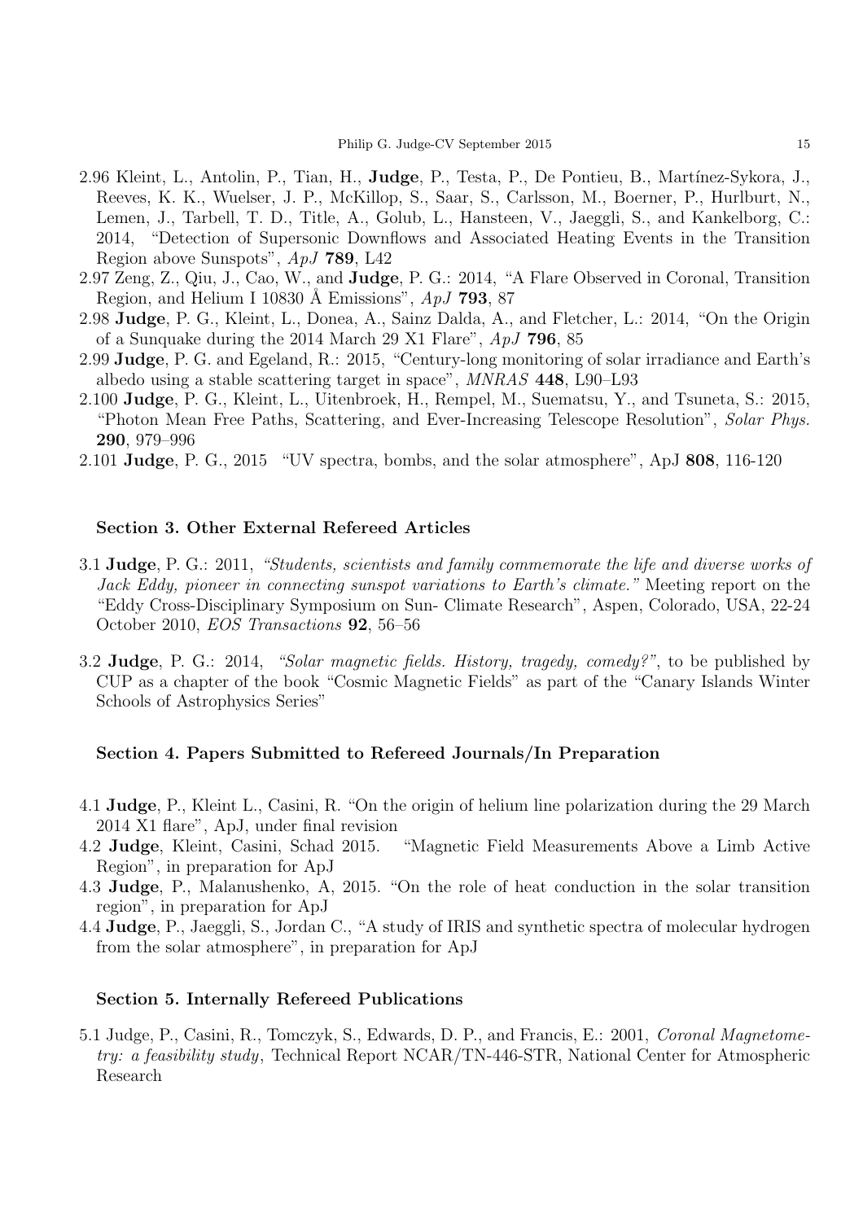2.96 Kleint, L., Antolin, P., Tian, H., **Judge**, P., Testa, P., De Pontieu, B., Martínez-Sykora, J., Reeves, K. K., Wuelser, J. P., McKillop, S., Saar, S., Carlsson, M., Boerner, P., Hurlburt, N., Lemen, J., Tarbell, T. D., Title, A., Golub, L., Hansteen, V., Jaeggli, S., and Kankelborg, C.: 2014, "Detection of Supersonic Downflows and Associated Heating Events in the Transition Region above Sunspots", *ApJ* **789**, L42

2.97 Zeng, Z., Qiu, J., Cao, W., and **Judge**, P. G.: 2014, "A Flare Observed in Coronal, Transition Region, and Helium I 10830 Å Emissions", *ApJ* **793**, 87

2.98 **Judge**, P. G., Kleint, L., Donea, A., Sainz Dalda, A., and Fletcher, L.: 2014, "On the Origin of a Sunquake during the 2014 March 29 X1 Flare", *ApJ* **796**, 85

2.99 **Judge**, P. G. and Egeland, R.: 2015, "Century-long monitoring of solar irradiance and Earth's albedo using a stable scattering target in space", *MNRAS* **448**, L90–L93

2.100 **Judge**, P. G., Kleint, L., Uitenbroek, H., Rempel, M., Suematsu, Y., and Tsuneta, S.: 2015, "Photon Mean Free Paths, Scattering, and Ever-Increasing Telescope Resolution", *Solar Phys.* **290**, 979–996

2.101 **Judge**, P. G., 2015 "UV spectra, bombs, and the solar atmosphere", ApJ **808**, 116-120

### Section 3. Other External Refereed Articles

3.1 **Judge**, P. G.: 2011, *"Students, scientists and family commemorate the life and diverse works of Jack Eddy, pioneer in connecting sunspot variations to Earth's climate."* Meeting report on the "Eddy Cross-Disciplinary Symposium on Sun- Climate Research", Aspen, Colorado, USA, 22-24 October 2010, *EOS Transactions* **92**, 56–56

3.2 **Judge**, P. G.: 2014, *"Solar magnetic fields. History, tragedy, comedy?"*, to be published by CUP as a chapter of the book "Cosmic Magnetic Fields" as part of the "Canary Islands Winter Schools of Astrophysics Series"

### Section 4. Papers Submitted to Refereed Journals/In Preparation

4.1 **Judge**, P., Kleint L., Casini, R. "On the origin of helium line polarization during the 29 March 2014 X1 flare", ApJ, under final revision

4.2 **Judge**, Kleint, Casini, Schad 2015. "Magnetic Field Measurements Above a Limb Active Region", in preparation for ApJ

4.3 **Judge**, P., Malanushenko, A, 2015. "On the role of heat conduction in the solar transition region", in preparation for ApJ

4.4 **Judge**, P., Jaeggli, S., Jordan C., "A study of IRIS and synthetic spectra of molecular hydrogen from the solar atmosphere", in preparation for ApJ

### Section 5. Internally Refereed Publications

5.1 Judge, P., Casini, R., Tomczyk, S., Edwards, D. P., and Francis, E.: 2001, *Coronal Magnetometry: a feasibility study*, Technical Report NCAR/TN-446-STR, National Center for Atmospheric Research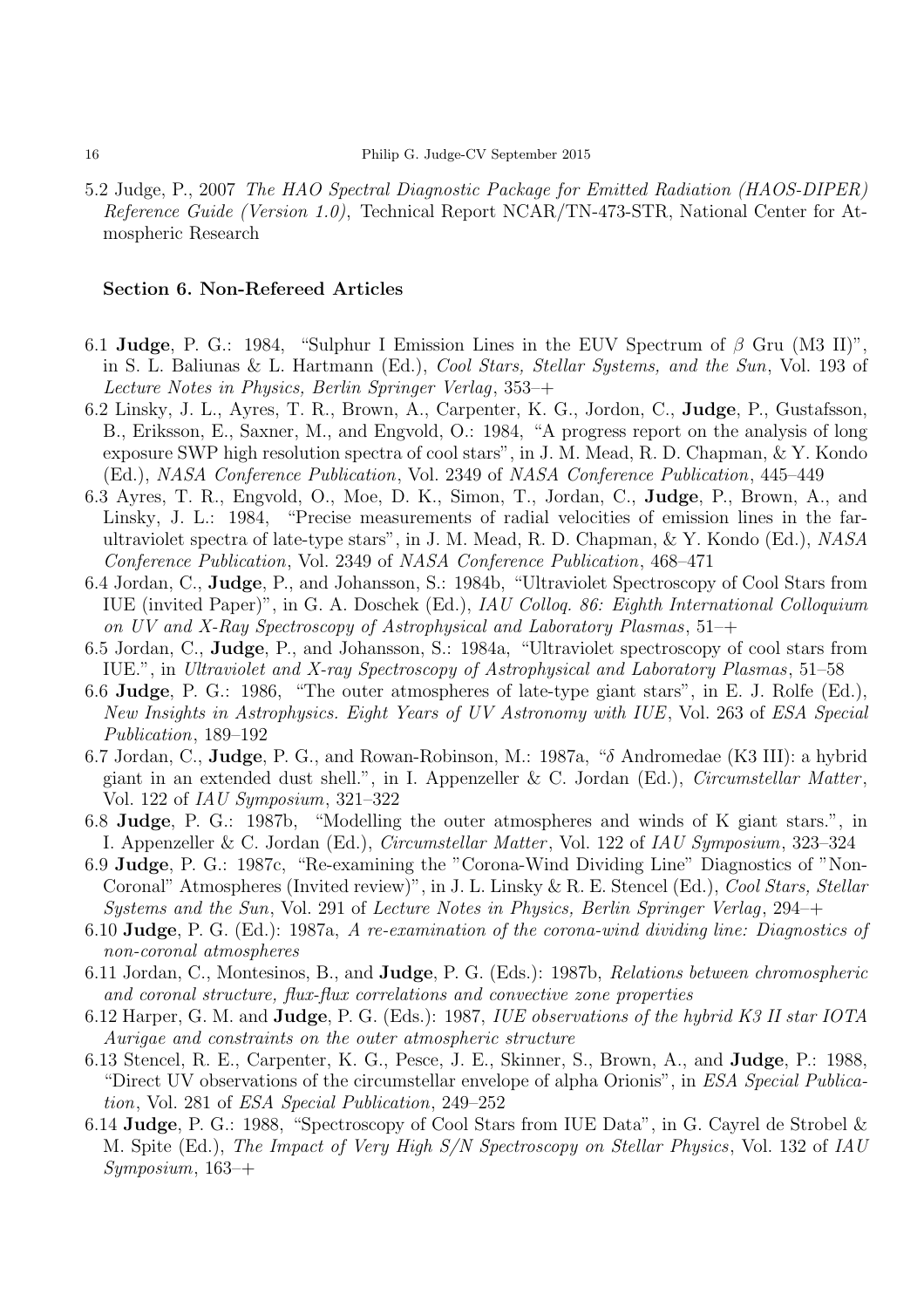5.2 Judge, P., 2007 *The HAO Spectral Diagnostic Package for Emitted Radiation (HAOS-DIPER) Reference Guide (Version 1.0)*, Technical Report NCAR/TN-473-STR, National Center for Atmospheric Research

### Section 6. Non-Refereed Articles

6.1 **Judge**, P. G.: 1984, "Sulphur I Emission Lines in the EUV Spectrum of $\beta$ Gru (M3 II)", in S. L. Baliunas & L. Hartmann (Ed.), *Cool Stars, Stellar Systems, and the Sun*, Vol. 193 of *Lecture Notes in Physics, Berlin Springer Verlag*, 353–+

6.2 Linsky, J. L., Ayres, T. R., Brown, A., Carpenter, K. G., Jordon, C., **Judge**, P., Gustafsson, B., Eriksson, E., Saxner, M., and Engvold, O.: 1984, "A progress report on the analysis of long exposure SWP high resolution spectra of cool stars", in J. M. Mead, R. D. Chapman, & Y. Kondo (Ed.), *NASA Conference Publication*, Vol. 2349 of *NASA Conference Publication*, 445–449

6.3 Ayres, T. R., Engvold, O., Moe, D. K., Simon, T., Jordan, C., **Judge**, P., Brown, A., and Linsky, J. L.: 1984, "Precise measurements of radial velocities of emission lines in the far-ultraviolet spectra of late-type stars", in J. M. Mead, R. D. Chapman, & Y. Kondo (Ed.), *NASA Conference Publication*, Vol. 2349 of *NASA Conference Publication*, 468–471

6.4 Jordan, C., **Judge**, P., and Johansson, S.: 1984b, "Ultraviolet Spectroscopy of Cool Stars from IUE (invited Paper)", in G. A. Doschek (Ed.), *IAU Colloq. 86: Eighth International Colloquium on UV and X-Ray Spectroscopy of Astrophysical and Laboratory Plasmas*, 51–+

6.5 Jordan, C., **Judge**, P., and Johansson, S.: 1984a, "Ultraviolet spectroscopy of cool stars from IUE.", in *Ultraviolet and X-ray Spectroscopy of Astrophysical and Laboratory Plasmas*, 51–58

6.6 **Judge**, P. G.: 1986, "The outer atmospheres of late-type giant stars", in E. J. Rolfe (Ed.), *New Insights in Astrophysics. Eight Years of UV Astronomy with IUE*, Vol. 263 of *ESA Special Publication*, 189–192

6.7 Jordan, C., **Judge**, P. G., and Rowan-Robinson, M.: 1987a, "$\delta$ Andromedae (K3 III): a hybrid giant in an extended dust shell.", in I. Appenzeller & C. Jordan (Ed.), *Circumstellar Matter*, Vol. 122 of *IAU Symposium*, 321–322

6.8 **Judge**, P. G.: 1987b, "Modelling the outer atmospheres and winds of K giant stars.", in I. Appenzeller & C. Jordan (Ed.), *Circumstellar Matter*, Vol. 122 of *IAU Symposium*, 323–324

6.9 **Judge**, P. G.: 1987c, "Re-examining the "Corona-Wind Dividing Line" Diagnostics of "Non-Coronal" Atmospheres (Invited review)", in J. L. Linsky & R. E. Stencel (Ed.), *Cool Stars, Stellar Systems and the Sun*, Vol. 291 of *Lecture Notes in Physics, Berlin Springer Verlag*, 294–+

6.10 **Judge**, P. G. (Ed.): 1987a, *A re-examination of the corona-wind dividing line: Diagnostics of non-coronal atmospheres*

6.11 Jordan, C., Montesinos, B., and **Judge**, P. G. (Eds.): 1987b, *Relations between chromospheric and coronal structure, flux-flux correlations and convective zone properties*

6.12 Harper, G. M. and **Judge**, P. G. (Eds.): 1987, *IUE observations of the hybrid K3 II star IOTA Aurigae and constraints on the outer atmospheric structure*

6.13 Stencel, R. E., Carpenter, K. G., Pesce, J. E., Skinner, S., Brown, A., and **Judge**, P.: 1988, "Direct UV observations of the circumstellar envelope of alpha Orionis", in *ESA Special Publication*, Vol. 281 of *ESA Special Publication*, 249–252

6.14 **Judge**, P. G.: 1988, "Spectroscopy of Cool Stars from IUE Data", in G. Cayrel de Strobel & M. Spite (Ed.), *The Impact of Very High S/N Spectroscopy on Stellar Physics*, Vol. 132 of *IAU Symposium*, 163–+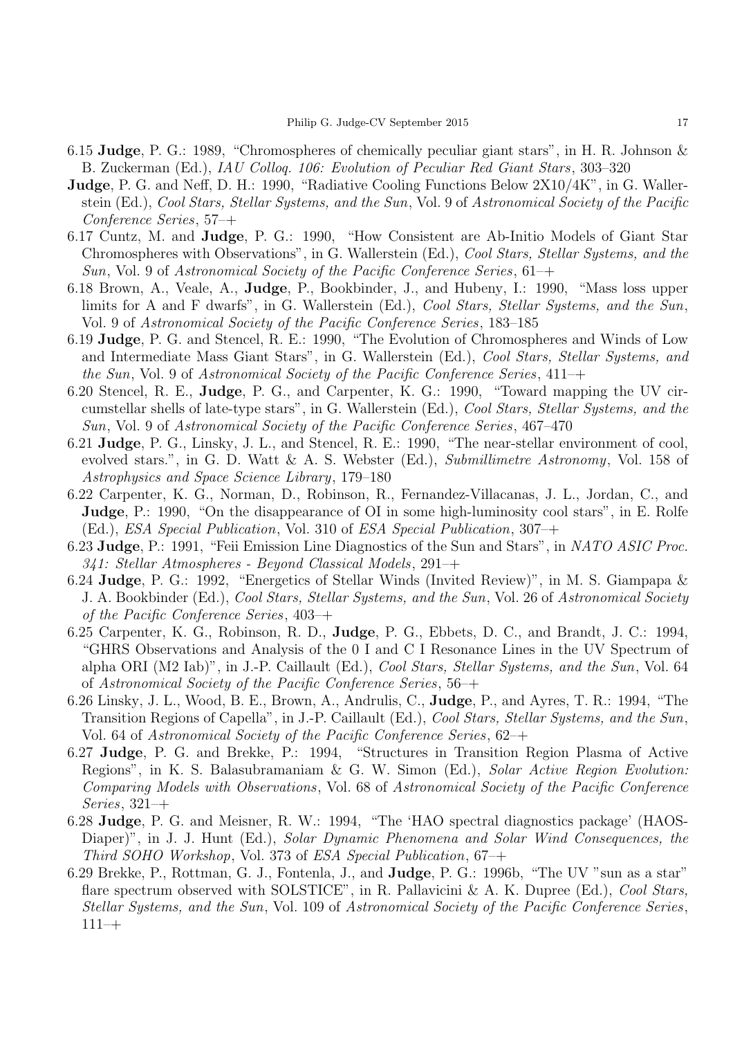6.15 **Judge**, P. G.: 1989, "Chromospheres of chemically peculiar giant stars", in H. R. Johnson & B. Zuckerman (Ed.), *IAU Colloq. 106: Evolution of Peculiar Red Giant Stars*, 303–320

**Judge**, P. G. and Neff, D. H.: 1990, "Radiative Cooling Functions Below 2X10/4K", in G. Wallerstein (Ed.), *Cool Stars, Stellar Systems, and the Sun*, Vol. 9 of *Astronomical Society of the Pacific Conference Series*, 57–+

6.17 Cuntz, M. and **Judge**, P. G.: 1990, "How Consistent are Ab-Initio Models of Giant Star Chromospheres with Observations", in G. Wallerstein (Ed.), *Cool Stars, Stellar Systems, and the Sun*, Vol. 9 of *Astronomical Society of the Pacific Conference Series*, 61–+

6.18 Brown, A., Veale, A., **Judge**, P., Bookbinder, J., and Hubeny, I.: 1990, "Mass loss upper limits for A and F dwarfs", in G. Wallerstein (Ed.), *Cool Stars, Stellar Systems, and the Sun*, Vol. 9 of *Astronomical Society of the Pacific Conference Series*, 183–185

6.19 **Judge**, P. G. and Stencel, R. E.: 1990, "The Evolution of Chromospheres and Winds of Low and Intermediate Mass Giant Stars", in G. Wallerstein (Ed.), *Cool Stars, Stellar Systems, and the Sun*, Vol. 9 of *Astronomical Society of the Pacific Conference Series*, 411–+

6.20 Stencel, R. E., **Judge**, P. G., and Carpenter, K. G.: 1990, "Toward mapping the UV circumstellar shells of late-type stars", in G. Wallerstein (Ed.), *Cool Stars, Stellar Systems, and the Sun*, Vol. 9 of *Astronomical Society of the Pacific Conference Series*, 467–470

6.21 **Judge**, P. G., Linsky, J. L., and Stencel, R. E.: 1990, "The near-stellar environment of cool, evolved stars.", in G. D. Watt & A. S. Webster (Ed.), *Submillimetre Astronomy*, Vol. 158 of *Astrophysics and Space Science Library*, 179–180

6.22 Carpenter, K. G., Norman, D., Robinson, R., Fernandez-Villacanas, J. L., Jordan, C., and **Judge**, P.: 1990, "On the disappearance of OI in some high-luminosity cool stars", in E. Rolfe (Ed.), *ESA Special Publication*, Vol. 310 of *ESA Special Publication*, 307–+

6.23 **Judge**, P.: 1991, "Feii Emission Line Diagnostics of the Sun and Stars", in *NATO ASIC Proc. 341: Stellar Atmospheres - Beyond Classical Models*, 291–+

6.24 **Judge**, P. G.: 1992, "Energetics of Stellar Winds (Invited Review)", in M. S. Giampapa & J. A. Bookbinder (Ed.), *Cool Stars, Stellar Systems, and the Sun*, Vol. 26 of *Astronomical Society of the Pacific Conference Series*, 403–+

6.25 Carpenter, K. G., Robinson, R. D., **Judge**, P. G., Ebbets, D. C., and Brandt, J. C.: 1994, "GHRS Observations and Analysis of the 0 I and C I Resonance Lines in the UV Spectrum of alpha ORI (M2 Iab)", in J.-P. Caillault (Ed.), *Cool Stars, Stellar Systems, and the Sun*, Vol. 64 of *Astronomical Society of the Pacific Conference Series*, 56–+

6.26 Linsky, J. L., Wood, B. E., Brown, A., Andrulis, C., **Judge**, P., and Ayres, T. R.: 1994, "The Transition Regions of Capella", in J.-P. Caillault (Ed.), *Cool Stars, Stellar Systems, and the Sun*, Vol. 64 of *Astronomical Society of the Pacific Conference Series*, 62–+

6.27 **Judge**, P. G. and Brekke, P.: 1994, "Structures in Transition Region Plasma of Active Regions", in K. S. Balasubramaniam & G. W. Simon (Ed.), *Solar Active Region Evolution: Comparing Models with Observations*, Vol. 68 of *Astronomical Society of the Pacific Conference Series*, 321–+

6.28 **Judge**, P. G. and Meisner, R. W.: 1994, "The 'HAO spectral diagnostics package' (HAOS-Diaper)", in J. J. Hunt (Ed.), *Solar Dynamic Phenomena and Solar Wind Consequences, the Third SOHO Workshop*, Vol. 373 of *ESA Special Publication*, 67–+

6.29 Brekke, P., Rottman, G. J., Fontenla, J., and **Judge**, P. G.: 1996b, "The UV "sun as a star" flare spectrum observed with SOLSTICE", in R. Pallavicini & A. K. Dupree (Ed.), *Cool Stars, Stellar Systems, and the Sun*, Vol. 109 of *Astronomical Society of the Pacific Conference Series*, 111–+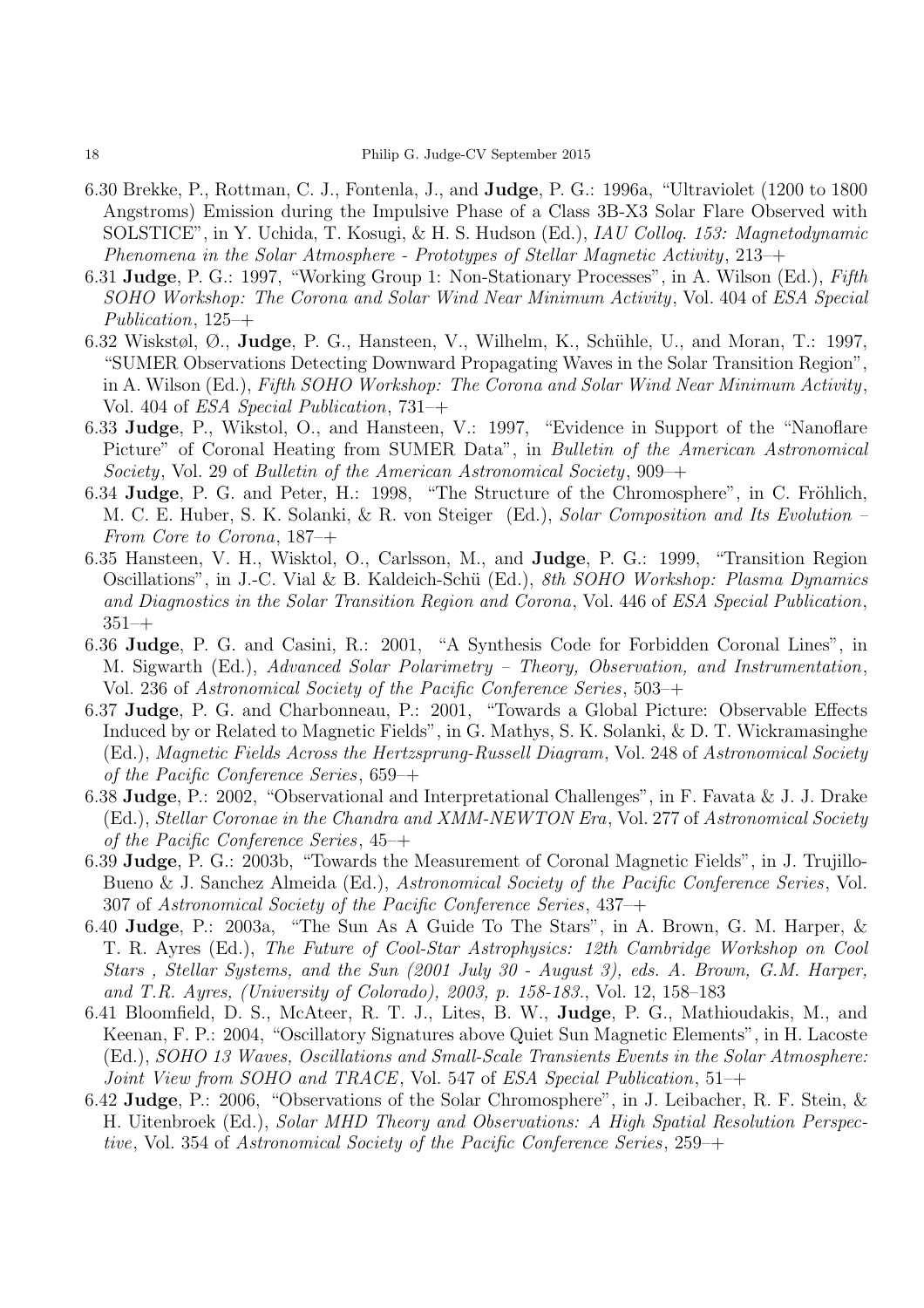6.30 Brekke, P., Rottman, C. J., Fontenla, J., and **Judge**, P. G.: 1996a, "Ultraviolet (1200 to 1800 Angstroms) Emission during the Impulsive Phase of a Class 3B-X3 Solar Flare Observed with SOLSTICE", in Y. Uchida, T. Kosugi, & H. S. Hudson (Ed.), *IAU Colloq. 153: Magnetodynamic Phenomena in the Solar Atmosphere - Prototypes of Stellar Magnetic Activity*, 213–+

6.31 **Judge**, P. G.: 1997, "Working Group 1: Non-Stationary Processes", in A. Wilson (Ed.), *Fifth SOHO Workshop: The Corona and Solar Wind Near Minimum Activity*, Vol. 404 of *ESA Special Publication*, 125–+

6.32 Wiskstøl, Ø., **Judge**, P. G., Hansteen, V., Wilhelm, K., Schühle, U., and Moran, T.: 1997, "SUMER Observations Detecting Downward Propagating Waves in the Solar Transition Region", in A. Wilson (Ed.), *Fifth SOHO Workshop: The Corona and Solar Wind Near Minimum Activity*, Vol. 404 of *ESA Special Publication*, 731–+

6.33 **Judge**, P., Wikstol, O., and Hansteen, V.: 1997, "Evidence in Support of the "Nanoflare Picture" of Coronal Heating from SUMER Data", in *Bulletin of the American Astronomical Society*, Vol. 29 of *Bulletin of the American Astronomical Society*, 909–+

6.34 **Judge**, P. G. and Peter, H.: 1998, "The Structure of the Chromosphere", in C. Fröhlich, M. C. E. Huber, S. K. Solanki, & R. von Steiger (Ed.), *Solar Composition and Its Evolution – From Core to Corona*, 187–+

6.35 Hansteen, V. H., Wisktol, O., Carlsson, M., and **Judge**, P. G.: 1999, "Transition Region Oscillations", in J.-C. Vial & B. Kaldeich-Schü (Ed.), *8th SOHO Workshop: Plasma Dynamics and Diagnostics in the Solar Transition Region and Corona*, Vol. 446 of *ESA Special Publication*, 351–+

6.36 **Judge**, P. G. and Casini, R.: 2001, "A Synthesis Code for Forbidden Coronal Lines", in M. Sigwarth (Ed.), *Advanced Solar Polarimetry – Theory, Observation, and Instrumentation*, Vol. 236 of *Astronomical Society of the Pacific Conference Series*, 503–+

6.37 **Judge**, P. G. and Charbonneau, P.: 2001, "Towards a Global Picture: Observable Effects Induced by or Related to Magnetic Fields", in G. Mathys, S. K. Solanki, & D. T. Wickramasinghe (Ed.), *Magnetic Fields Across the Hertzsprung-Russell Diagram*, Vol. 248 of *Astronomical Society of the Pacific Conference Series*, 659–+

6.38 **Judge**, P.: 2002, "Observational and Interpretational Challenges", in F. Favata & J. J. Drake (Ed.), *Stellar Coronae in the Chandra and XMM-NEWTON Era*, Vol. 277 of *Astronomical Society of the Pacific Conference Series*, 45–+

6.39 **Judge**, P. G.: 2003b, "Towards the Measurement of Coronal Magnetic Fields", in J. Trujillo-Bueno & J. Sanchez Almeida (Ed.), *Astronomical Society of the Pacific Conference Series*, Vol. 307 of *Astronomical Society of the Pacific Conference Series*, 437–+

6.40 **Judge**, P.: 2003a, "The Sun As A Guide To The Stars", in A. Brown, G. M. Harper, & T. R. Ayres (Ed.), *The Future of Cool-Star Astrophysics: 12th Cambridge Workshop on Cool Stars , Stellar Systems, and the Sun (2001 July 30 - August 3), eds. A. Brown, G.M. Harper, and T.R. Ayres, (University of Colorado), 2003, p. 158-183.*, Vol. 12, 158–183

6.41 Bloomfield, D. S., McAteer, R. T. J., Lites, B. W., **Judge**, P. G., Mathioudakis, M., and Keenan, F. P.: 2004, "Oscillatory Signatures above Quiet Sun Magnetic Elements", in H. Lacoste (Ed.), *SOHO 13 Waves, Oscillations and Small-Scale Transients Events in the Solar Atmosphere: Joint View from SOHO and TRACE*, Vol. 547 of *ESA Special Publication*, 51–+

6.42 **Judge**, P.: 2006, "Observations of the Solar Chromosphere", in J. Leibacher, R. F. Stein, & H. Uitenbroek (Ed.), *Solar MHD Theory and Observations: A High Spatial Resolution Perspective*, Vol. 354 of *Astronomical Society of the Pacific Conference Series*, 259–+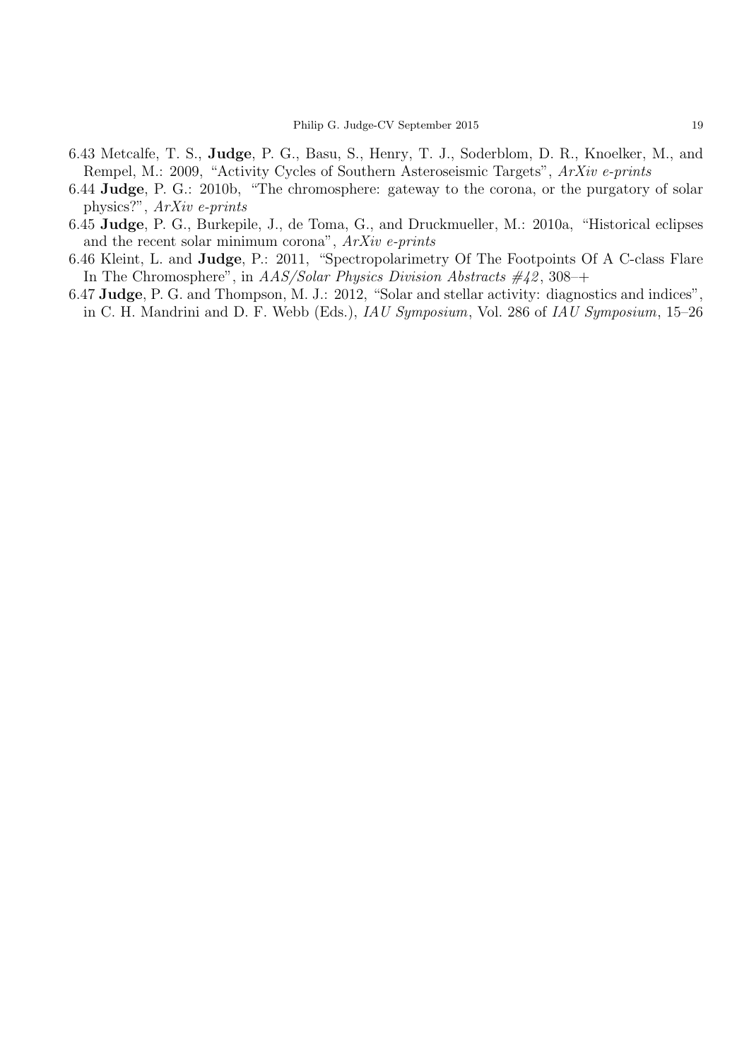6.43 Metcalfe, T. S., **Judge**, P. G., Basu, S., Henry, T. J., Soderblom, D. R., Knoelker, M., and Rempel, M.: 2009, "Activity Cycles of Southern Asteroseismic Targets", *ArXiv e-prints*

6.44 **Judge**, P. G.: 2010b, "The chromosphere: gateway to the corona, or the purgatory of solar physics?", *ArXiv e-prints*

6.45 **Judge**, P. G., Burkepile, J., de Toma, G., and Druckmueller, M.: 2010a, "Historical eclipses and the recent solar minimum corona", *ArXiv e-prints*

6.46 Kleint, L. and **Judge**, P.: 2011, "Spectropolarimetry Of The Footpoints Of A C-class Flare In The Chromosphere", in *AAS/Solar Physics Division Abstracts #42*, 308–+

6.47 **Judge**, P. G. and Thompson, M. J.: 2012, "Solar and stellar activity: diagnostics and indices", in C. H. Mandrini and D. F. Webb (Eds.), *IAU Symposium*, Vol. 286 of *IAU Symposium*, 15–26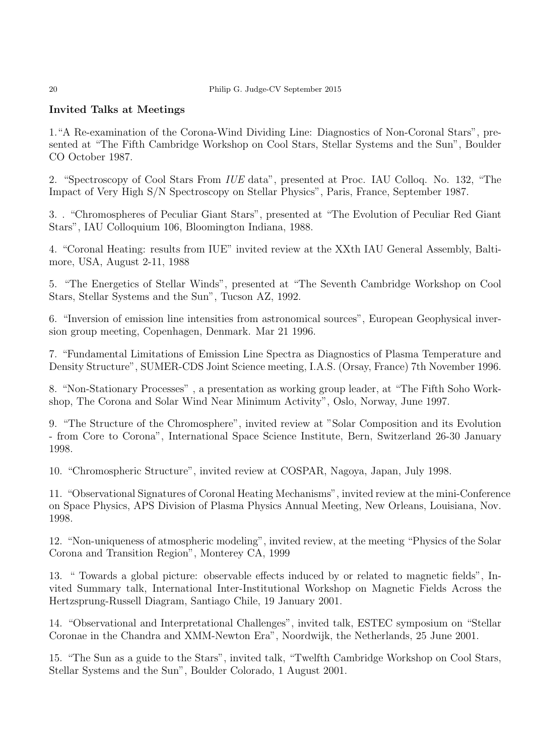**Invited Talks at Meetings**

1.“A Re-examination of the Corona-Wind Dividing Line: Diagnostics of Non-Coronal Stars”, presented at “The Fifth Cambridge Workshop on Cool Stars, Stellar Systems and the Sun”, Boulder CO October 1987.

2. “Spectroscopy of Cool Stars From *IUE* data”, presented at Proc. IAU Colloq. No. 132, “The Impact of Very High S/N Spectroscopy on Stellar Physics”, Paris, France, September 1987.

3. . “Chromospheres of Peculiar Giant Stars”, presented at “The Evolution of Peculiar Red Giant Stars”, IAU Colloquium 106, Bloomington Indiana, 1988.

4. “Coronal Heating: results from IUE” invited review at the XXth IAU General Assembly, Baltimore, USA, August 2-11, 1988

5. “The Energetics of Stellar Winds”, presented at “The Seventh Cambridge Workshop on Cool Stars, Stellar Systems and the Sun”, Tucson AZ, 1992.

6. “Inversion of emission line intensities from astronomical sources”, European Geophysical inversion group meeting, Copenhagen, Denmark. Mar 21 1996.

7. “Fundamental Limitations of Emission Line Spectra as Diagnostics of Plasma Temperature and Density Structure”, SUMER-CDS Joint Science meeting, I.A.S. (Orsay, France) 7th November 1996.

8. “Non-Stationary Processes” , a presentation as working group leader, at “The Fifth Soho Workshop, The Corona and Solar Wind Near Minimum Activity”, Oslo, Norway, June 1997.

9. “The Structure of the Chromosphere”, invited review at "Solar Composition and its Evolution - from Core to Corona”, International Space Science Institute, Bern, Switzerland 26-30 January 1998.

10. “Chromospheric Structure”, invited review at COSPAR, Nagoya, Japan, July 1998.

11. “Observational Signatures of Coronal Heating Mechanisms”, invited review at the mini-Conference on Space Physics, APS Division of Plasma Physics Annual Meeting, New Orleans, Louisiana, Nov. 1998.

12. “Non-uniqueness of atmospheric modeling”, invited review, at the meeting “Physics of the Solar Corona and Transition Region”, Monterey CA, 1999

13. “ Towards a global picture: observable effects induced by or related to magnetic fields”, Invited Summary talk, International Inter-Institutional Workshop on Magnetic Fields Across the Hertzsprung-Russell Diagram, Santiago Chile, 19 January 2001.

14. “Observational and Interpretational Challenges”, invited talk, ESTEC symposium on “Stellar Coronae in the Chandra and XMM-Newton Era”, Noordwijk, the Netherlands, 25 June 2001.

15. “The Sun as a guide to the Stars”, invited talk, “Twelfth Cambridge Workshop on Cool Stars, Stellar Systems and the Sun”, Boulder Colorado, 1 August 2001.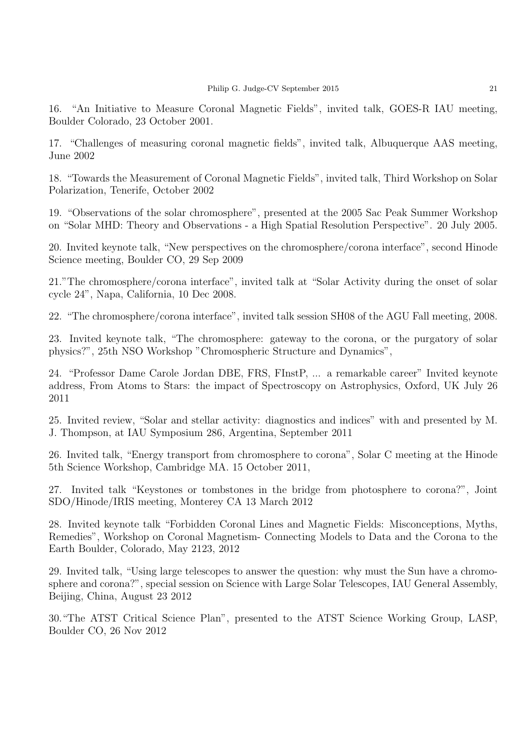16. "An Initiative to Measure Coronal Magnetic Fields", invited talk, GOES-R IAU meeting, Boulder Colorado, 23 October 2001.

17. "Challenges of measuring coronal magnetic fields", invited talk, Albuquerque AAS meeting, June 2002

18. "Towards the Measurement of Coronal Magnetic Fields", invited talk, Third Workshop on Solar Polarization, Tenerife, October 2002

19. "Observations of the solar chromosphere", presented at the 2005 Sac Peak Summer Workshop on "Solar MHD: Theory and Observations - a High Spatial Resolution Perspective". 20 July 2005.

20. Invited keynote talk, "New perspectives on the chromosphere/corona interface", second Hinode Science meeting, Boulder CO, 29 Sep 2009

21."The chromosphere/corona interface", invited talk at "Solar Activity during the onset of solar cycle 24", Napa, California, 10 Dec 2008.

22. "The chromosphere/corona interface", invited talk session SH08 of the AGU Fall meeting, 2008.

23. Invited keynote talk, "The chromosphere: gateway to the corona, or the purgatory of solar physics?", 25th NSO Workshop "Chromospheric Structure and Dynamics",

24. "Professor Dame Carole Jordan DBE, FRS, FInstP, ... a remarkable career" Invited keynote address, From Atoms to Stars: the impact of Spectroscopy on Astrophysics, Oxford, UK July 26 2011

25. Invited review, "Solar and stellar activity: diagnostics and indices" with and presented by M. J. Thompson, at IAU Symposium 286, Argentina, September 2011

26. Invited talk, "Energy transport from chromosphere to corona", Solar C meeting at the Hinode 5th Science Workshop, Cambridge MA. 15 October 2011,

27. Invited talk "Keystones or tombstones in the bridge from photosphere to corona?", Joint SDO/Hinode/IRIS meeting, Monterey CA 13 March 2012

28. Invited keynote talk "Forbidden Coronal Lines and Magnetic Fields: Misconceptions, Myths, Remedies", Workshop on Coronal Magnetism- Connecting Models to Data and the Corona to the Earth Boulder, Colorado, May 2123, 2012

29. Invited talk, "Using large telescopes to answer the question: why must the Sun have a chromosphere and corona?", special session on Science with Large Solar Telescopes, IAU General Assembly, Beijing, China, August 23 2012

30."The ATST Critical Science Plan", presented to the ATST Science Working Group, LASP, Boulder CO, 26 Nov 2012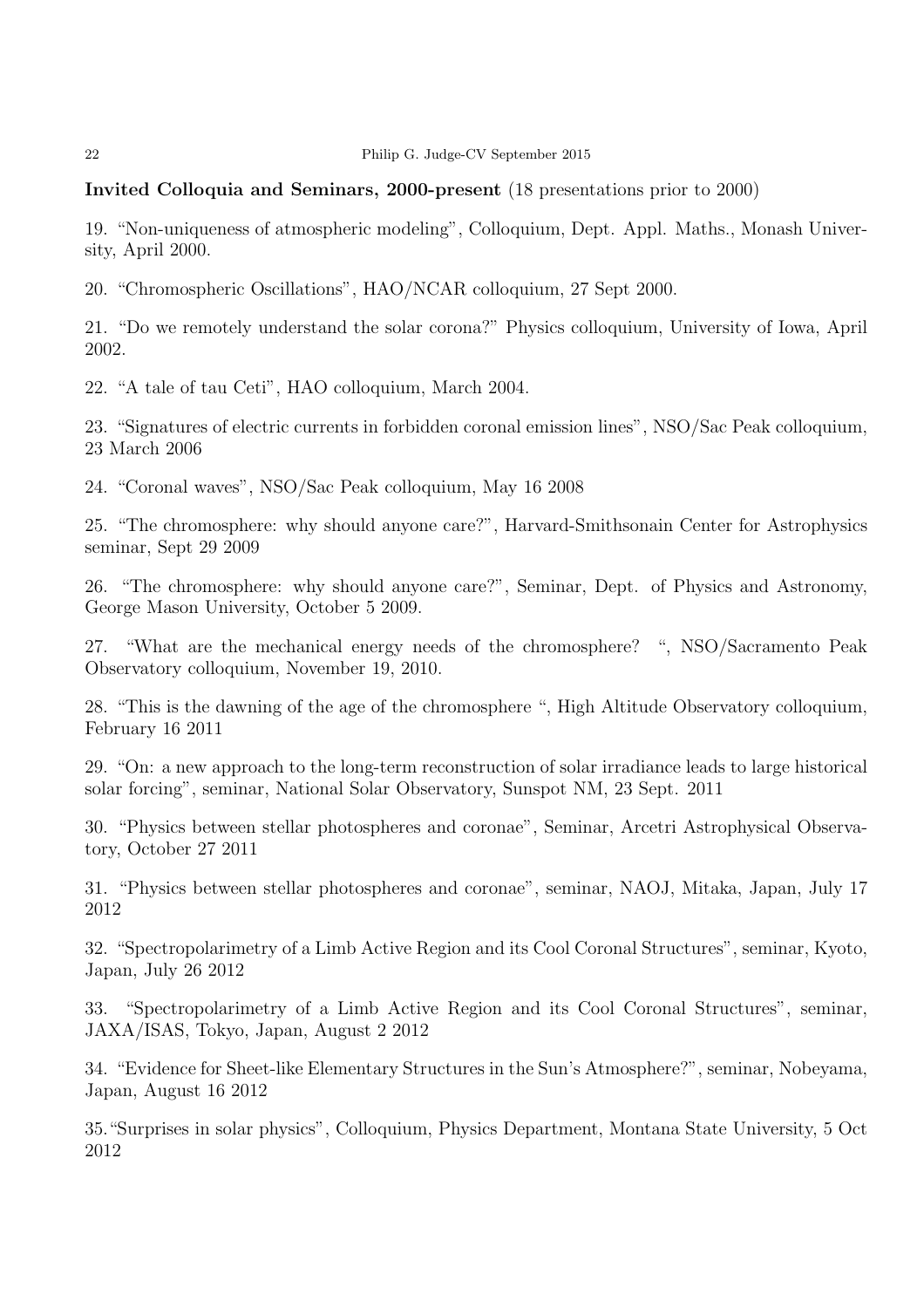**Invited Colloquia and Seminars, 2000-present** (18 presentations prior to 2000)

19. "Non-uniqueness of atmospheric modeling", Colloquium, Dept. Appl. Maths., Monash University, April 2000.

20. "Chromospheric Oscillations", HAO/NCAR colloquium, 27 Sept 2000.

21. "Do we remotely understand the solar corona?" Physics colloquium, University of Iowa, April 2002.

22. "A tale of tau Ceti", HAO colloquium, March 2004.

23. "Signatures of electric currents in forbidden coronal emission lines", NSO/Sac Peak colloquium, 23 March 2006

24. "Coronal waves", NSO/Sac Peak colloquium, May 16 2008

25. "The chromosphere: why should anyone care?", Harvard-Smithsonain Center for Astrophysics seminar, Sept 29 2009

26. "The chromosphere: why should anyone care?", Seminar, Dept. of Physics and Astronomy, George Mason University, October 5 2009.

27. "What are the mechanical energy needs of the chromosphere? ", NSO/Sacramento Peak Observatory colloquium, November 19, 2010.

28. "This is the dawning of the age of the chromosphere ", High Altitude Observatory colloquium, February 16 2011

29. "On: a new approach to the long-term reconstruction of solar irradiance leads to large historical solar forcing", seminar, National Solar Observatory, Sunspot NM, 23 Sept. 2011

30. "Physics between stellar photospheres and coronae", Seminar, Arcetri Astrophysical Observatory, October 27 2011

31. "Physics between stellar photospheres and coronae", seminar, NAOJ, Mitaka, Japan, July 17 2012

32. "Spectropolarimetry of a Limb Active Region and its Cool Coronal Structures", seminar, Kyoto, Japan, July 26 2012

33. "Spectropolarimetry of a Limb Active Region and its Cool Coronal Structures", seminar, JAXA/ISAS, Tokyo, Japan, August 2 2012

34. "Evidence for Sheet-like Elementary Structures in the Sun's Atmosphere?", seminar, Nobeyama, Japan, August 16 2012

35. "Surprises in solar physics", Colloquium, Physics Department, Montana State University, 5 Oct 2012